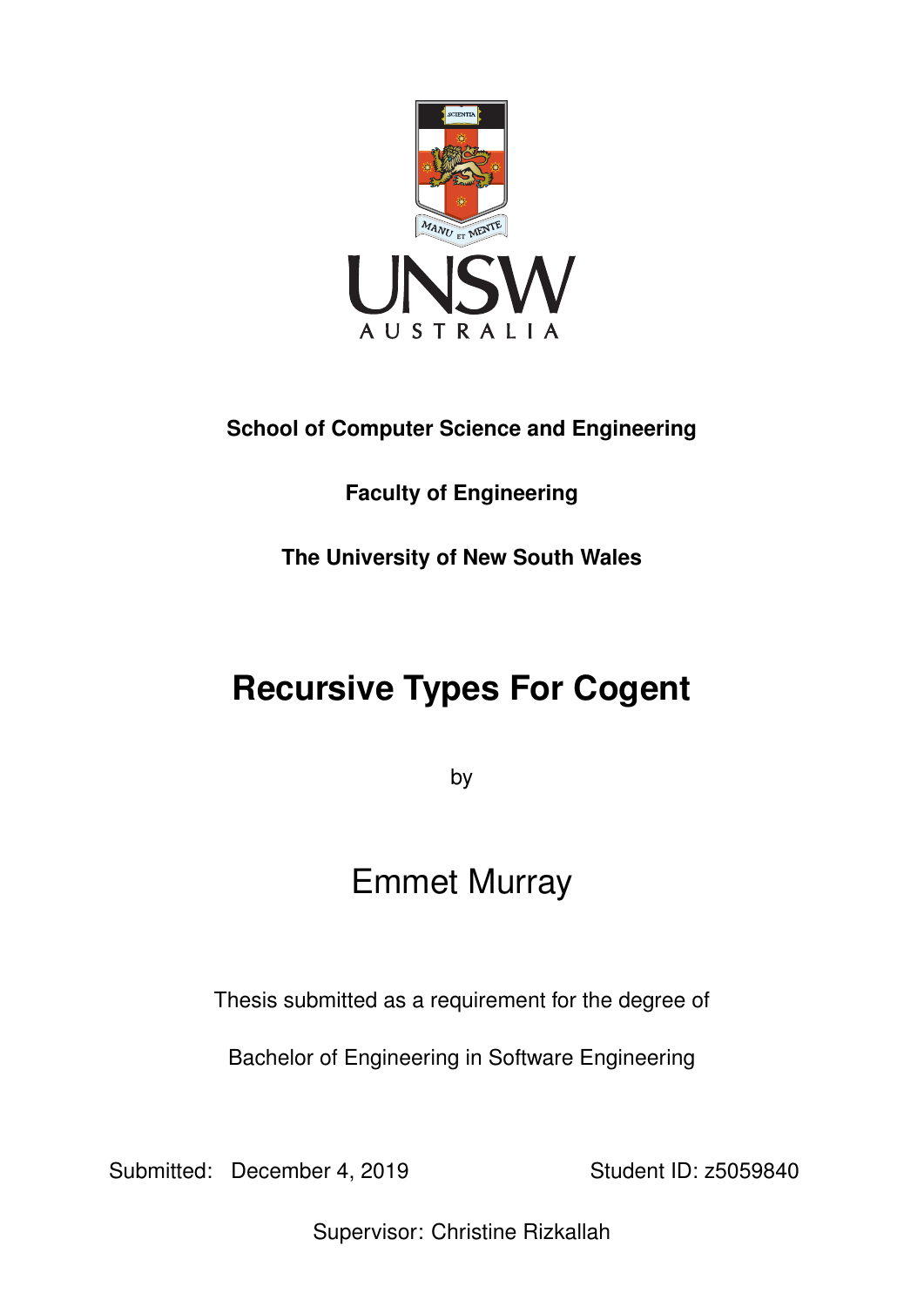**School of Computer Science and Engineering**

**Faculty of Engineering**

**The University of New South Wales**

# Recursive Types For Cogent

by

## Emmet Murray

Thesis submitted as a requirement for the degree of

Bachelor of Engineering in Software Engineering

Submitted: December 4, 2019

Student ID: z5059840

Supervisor: Christine Rizkallah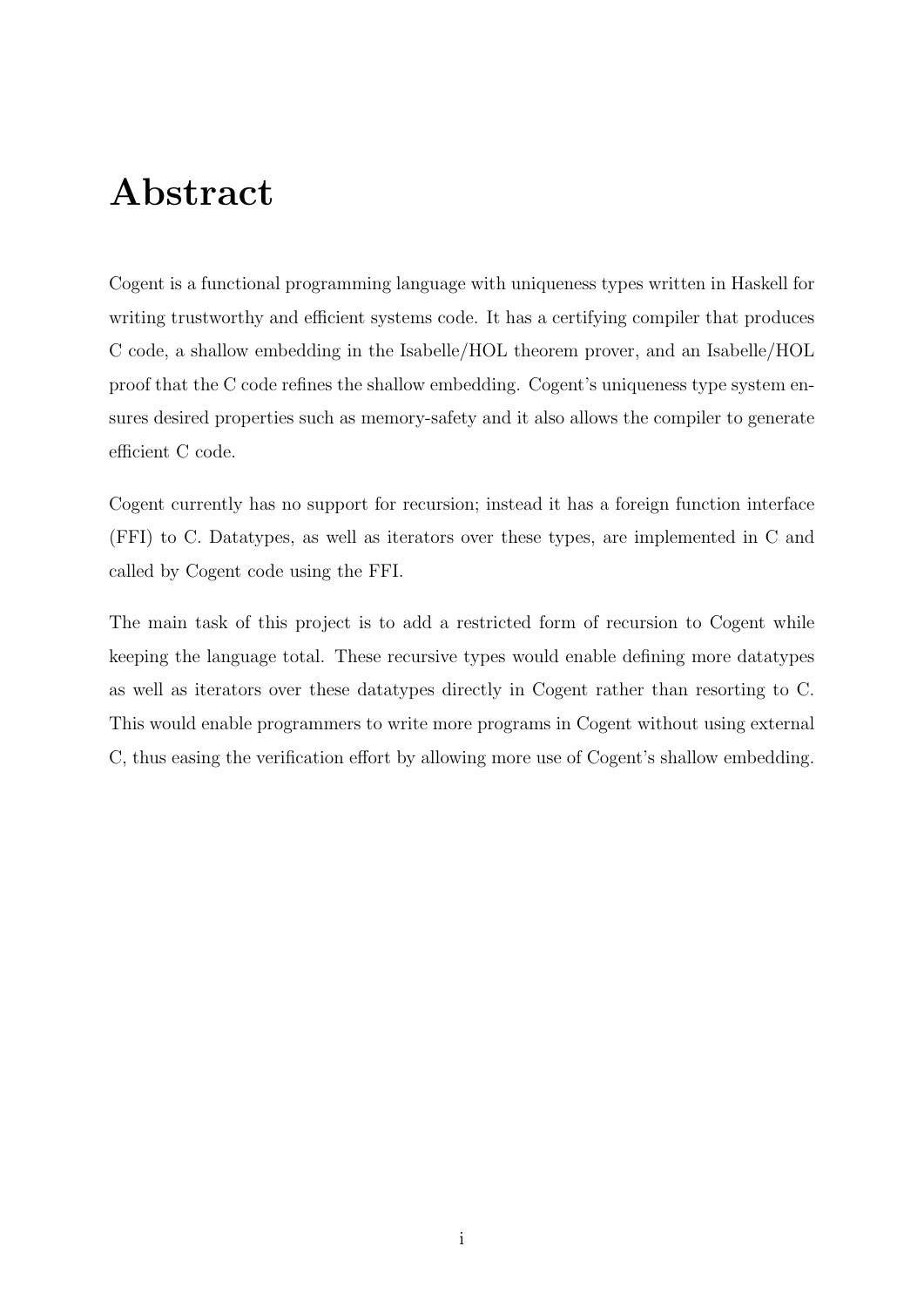# Abstract

Cogent is a functional programming language with uniqueness types written in Haskell for writing trustworthy and efficient systems code. It has a certifying compiler that produces C code, a shallow embedding in the Isabelle/HOL theorem prover, and an Isabelle/HOL proof that the C code refines the shallow embedding. Cogent's uniqueness type system ensures desired properties such as memory-safety and it also allows the compiler to generate efficient C code.

Cogent currently has no support for recursion; instead it has a foreign function interface (FFI) to C. Datatypes, as well as iterators over these types, are implemented in C and called by Cogent code using the FFI.

The main task of this project is to add a restricted form of recursion to Cogent while keeping the language total. These recursive types would enable defining more datatypes as well as iterators over these datatypes directly in Cogent rather than resorting to C. This would enable programmers to write more programs in Cogent without using external C, thus easing the verification effort by allowing more use of Cogent's shallow embedding.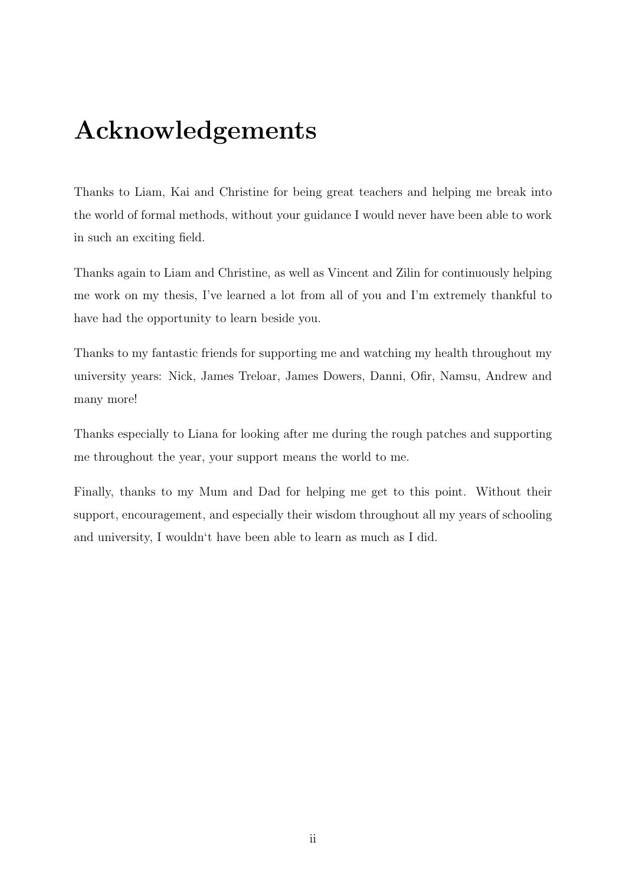# Acknowledgements

Thanks to Liam, Kai and Christine for being great teachers and helping me break into the world of formal methods, without your guidance I would never have been able to work in such an exciting field.

Thanks again to Liam and Christine, as well as Vincent and Zilin for continuously helping me work on my thesis, I've learned a lot from all of you and I'm extremely thankful to have had the opportunity to learn beside you.

Thanks to my fantastic friends for supporting me and watching my health throughout my university years: Nick, James Treloar, James Dowers, Danni, Ofir, Namsu, Andrew and many more!

Thanks especially to Liana for looking after me during the rough patches and supporting me throughout the year, your support means the world to me.

Finally, thanks to my Mum and Dad for helping me get to this point. Without their support, encouragement, and especially their wisdom throughout all my years of schooling and university, I wouldn't have been able to learn as much as I did.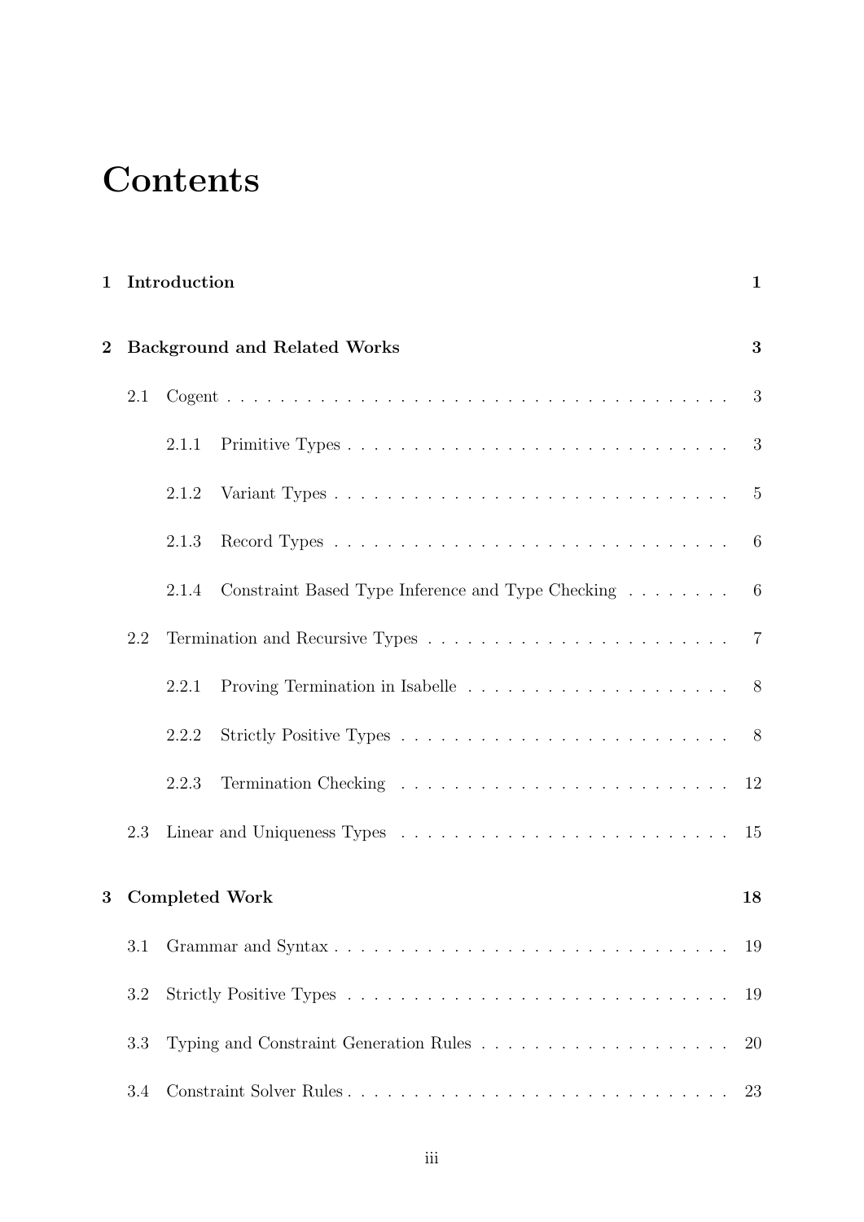# Contents

**1 Introduction** **1**

**2 Background and Related Works** **3**

- 2.1 Cogent . . . . . . . . . . . . . . . . . . . . . . . . . . . . . . . . . . . . 3
  - 2.1.1 Primitive Types . . . . . . . . . . . . . . . . . . . . . . . . . . . . 3
  - 2.1.2 Variant Types . . . . . . . . . . . . . . . . . . . . . . . . . . . . . 5
  - 2.1.3 Record Types . . . . . . . . . . . . . . . . . . . . . . . . . . . . . 6
  - 2.1.4 Constraint Based Type Inference and Type Checking . . . . . . . . 6
- 2.2 Termination and Recursive Types . . . . . . . . . . . . . . . . . . . . . 7
  - 2.2.1 Proving Termination in Isabelle . . . . . . . . . . . . . . . . . . . 8
  - 2.2.2 Strictly Positive Types . . . . . . . . . . . . . . . . . . . . . . . . 8
  - 2.2.3 Termination Checking . . . . . . . . . . . . . . . . . . . . . . . . 12
- 2.3 Linear and Uniqueness Types . . . . . . . . . . . . . . . . . . . . . . . 15

**3 Completed Work** **18**

- 3.1 Grammar and Syntax . . . . . . . . . . . . . . . . . . . . . . . . . . . . 19
- 3.2 Strictly Positive Types . . . . . . . . . . . . . . . . . . . . . . . . . . . 19
- 3.3 Typing and Constraint Generation Rules . . . . . . . . . . . . . . . . . . 20
- 3.4 Constraint Solver Rules . . . . . . . . . . . . . . . . . . . . . . . . . . . 23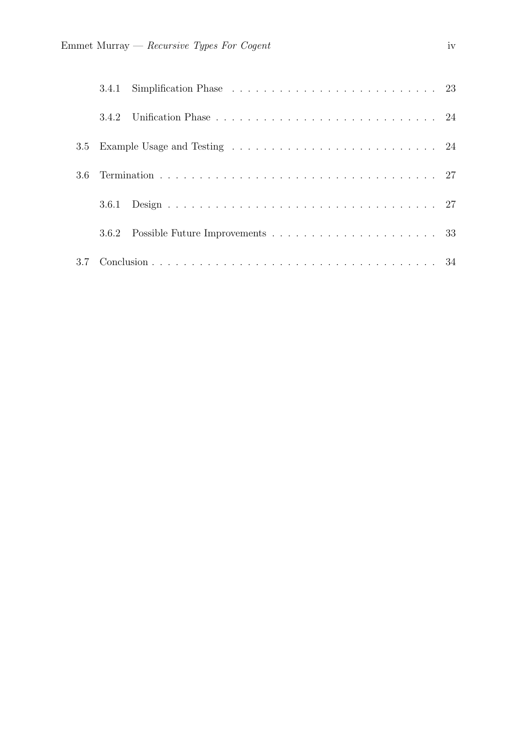3.4.1 Simplification Phase . . . . . . . . . . . . . . . . . . . . . . . . . . 23

3.4.2 Unification Phase . . . . . . . . . . . . . . . . . . . . . . . . . . . . 24

3.5 Example Usage and Testing . . . . . . . . . . . . . . . . . . . . . . . . . . 24

3.6 Termination . . . . . . . . . . . . . . . . . . . . . . . . . . . . . . . . . . 27

3.6.1 Design . . . . . . . . . . . . . . . . . . . . . . . . . . . . . . . . . . 27

3.6.2 Possible Future Improvements . . . . . . . . . . . . . . . . . . . . . 33

3.7 Conclusion . . . . . . . . . . . . . . . . . . . . . . . . . . . . . . . . . . . 34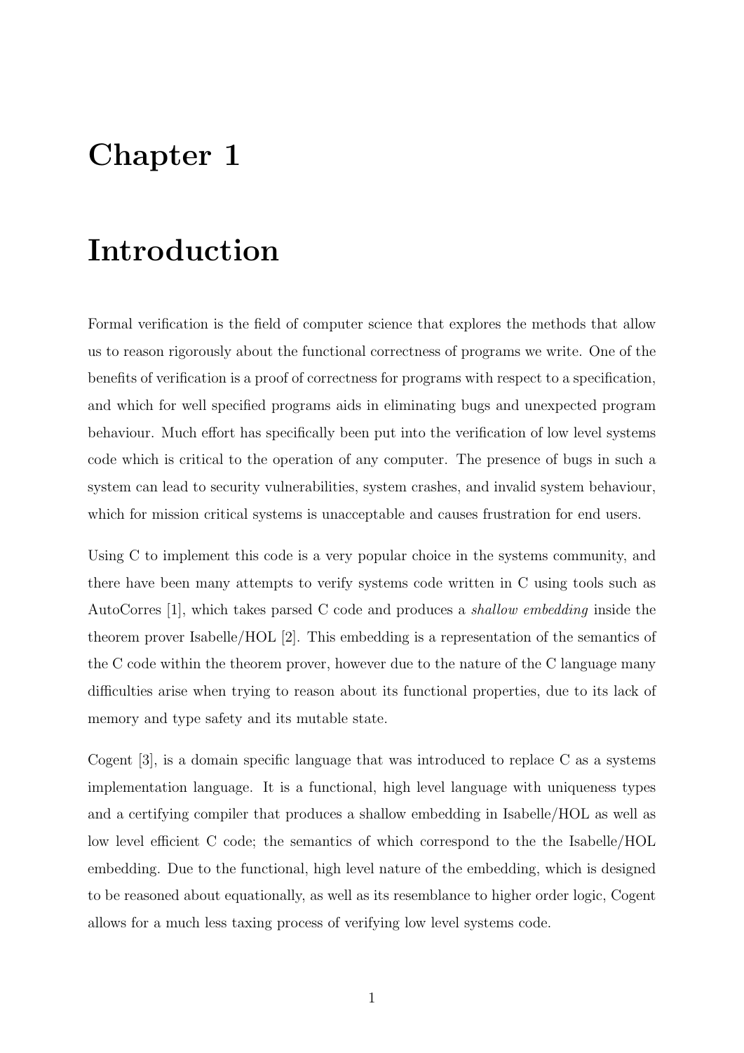# Chapter 1

# Introduction

Formal verification is the field of computer science that explores the methods that allow us to reason rigorously about the functional correctness of programs we write. One of the benefits of verification is a proof of correctness for programs with respect to a specification, and which for well specified programs aids in eliminating bugs and unexpected program behaviour. Much effort has specifically been put into the verification of low level systems code which is critical to the operation of any computer. The presence of bugs in such a system can lead to security vulnerabilities, system crashes, and invalid system behaviour, which for mission critical systems is unacceptable and causes frustration for end users.

Using C to implement this code is a very popular choice in the systems community, and there have been many attempts to verify systems code written in C using tools such as AutoCorres [1], which takes parsed C code and produces a *shallow embedding* inside the theorem prover Isabelle/HOL [2]. This embedding is a representation of the semantics of the C code within the theorem prover, however due to the nature of the C language many difficulties arise when trying to reason about its functional properties, due to its lack of memory and type safety and its mutable state.

Cogent [3], is a domain specific language that was introduced to replace C as a systems implementation language. It is a functional, high level language with uniqueness types and a certifying compiler that produces a shallow embedding in Isabelle/HOL as well as low level efficient C code; the semantics of which correspond to the the Isabelle/HOL embedding. Due to the functional, high level nature of the embedding, which is designed to be reasoned about equationally, as well as its resemblance to higher order logic, Cogent allows for a much less taxing process of verifying low level systems code.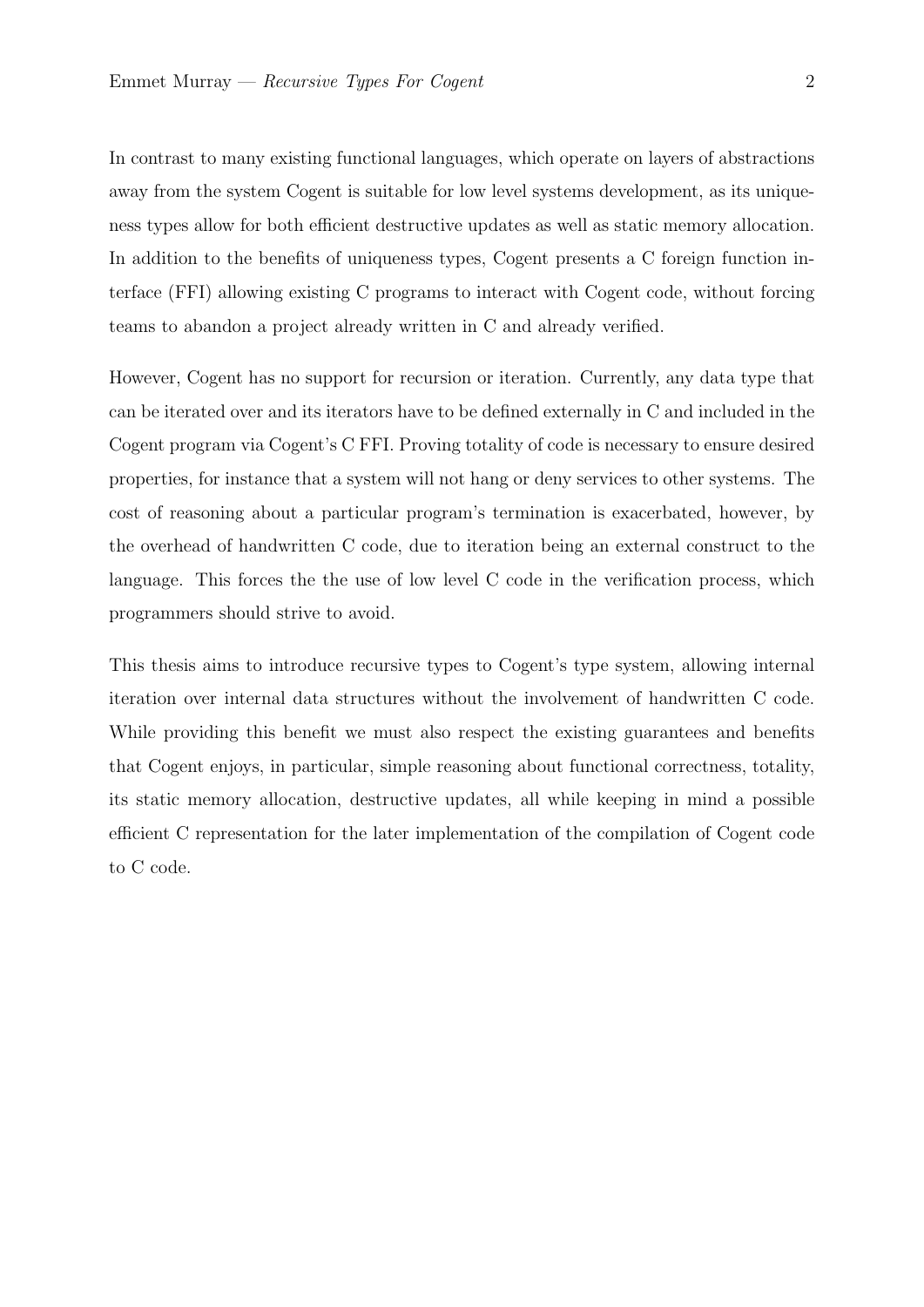In contrast to many existing functional languages, which operate on layers of abstractions away from the system Cogent is suitable for low level systems development, as its uniqueness types allow for both efficient destructive updates as well as static memory allocation. In addition to the benefits of uniqueness types, Cogent presents a C foreign function interface (FFI) allowing existing C programs to interact with Cogent code, without forcing teams to abandon a project already written in C and already verified.

However, Cogent has no support for recursion or iteration. Currently, any data type that can be iterated over and its iterators have to be defined externally in C and included in the Cogent program via Cogent's C FFI. Proving totality of code is necessary to ensure desired properties, for instance that a system will not hang or deny services to other systems. The cost of reasoning about a particular program's termination is exacerbated, however, by the overhead of handwritten C code, due to iteration being an external construct to the language. This forces the the use of low level C code in the verification process, which programmers should strive to avoid.

This thesis aims to introduce recursive types to Cogent's type system, allowing internal iteration over internal data structures without the involvement of handwritten C code. While providing this benefit we must also respect the existing guarantees and benefits that Cogent enjoys, in particular, simple reasoning about functional correctness, totality, its static memory allocation, destructive updates, all while keeping in mind a possible efficient C representation for the later implementation of the compilation of Cogent code to C code.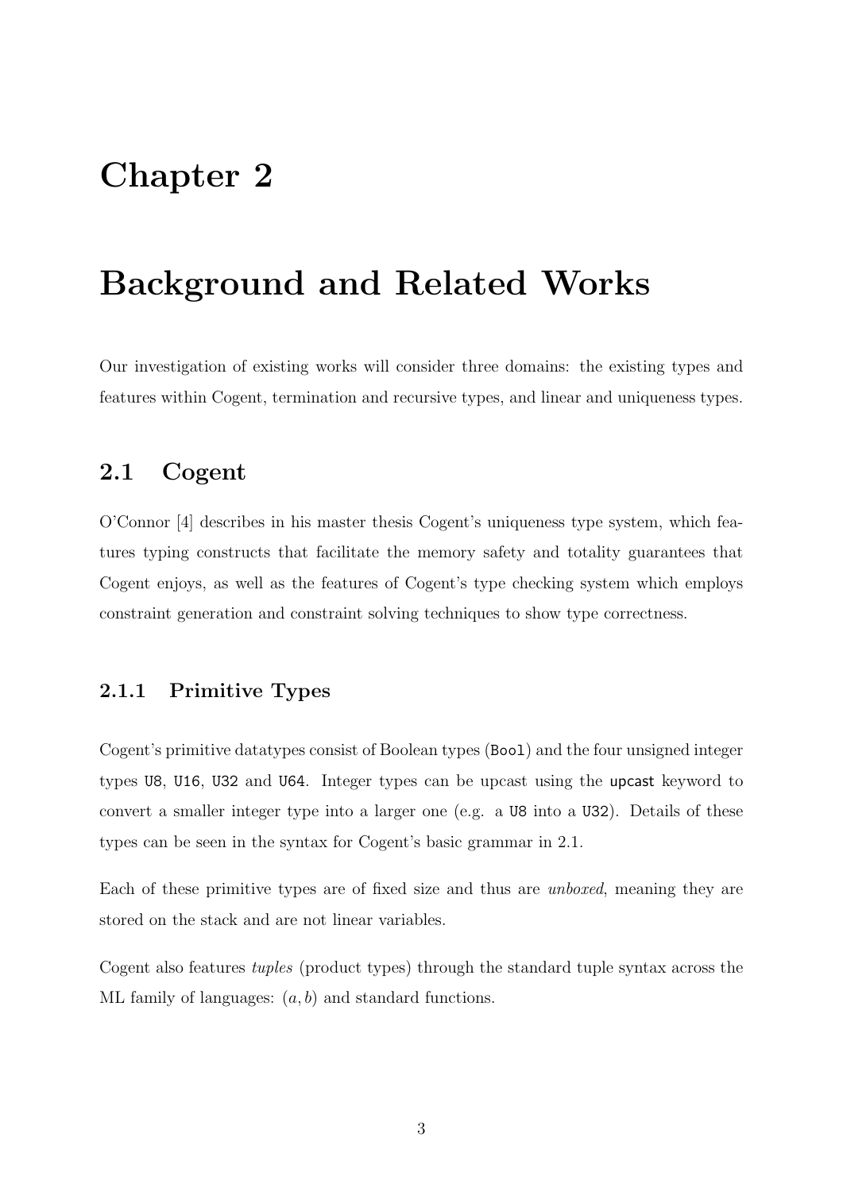# Chapter 2

# Background and Related Works

Our investigation of existing works will consider three domains: the existing types and features within Cogent, termination and recursive types, and linear and uniqueness types.

## 2.1 Cogent

O'Connor [4] describes in his master thesis Cogent's uniqueness type system, which features typing constructs that facilitate the memory safety and totality guarantees that Cogent enjoys, as well as the features of Cogent's type checking system which employs constraint generation and constraint solving techniques to show type correctness.

### 2.1.1 Primitive Types

Cogent's primitive datatypes consist of Boolean types (`Bool`) and the four unsigned integer types `U8`, `U16`, `U32` and `U64`. Integer types can be upcast using the `upcast` keyword to convert a smaller integer type into a larger one (e.g. a `U8` into a `U32`). Details of these types can be seen in the syntax for Cogent's basic grammar in 2.1.

Each of these primitive types are of fixed size and thus are *unboxed*, meaning they are stored on the stack and are not linear variables.

Cogent also features *tuples* (product types) through the standard tuple syntax across the ML family of languages: $(a, b)$ and standard functions.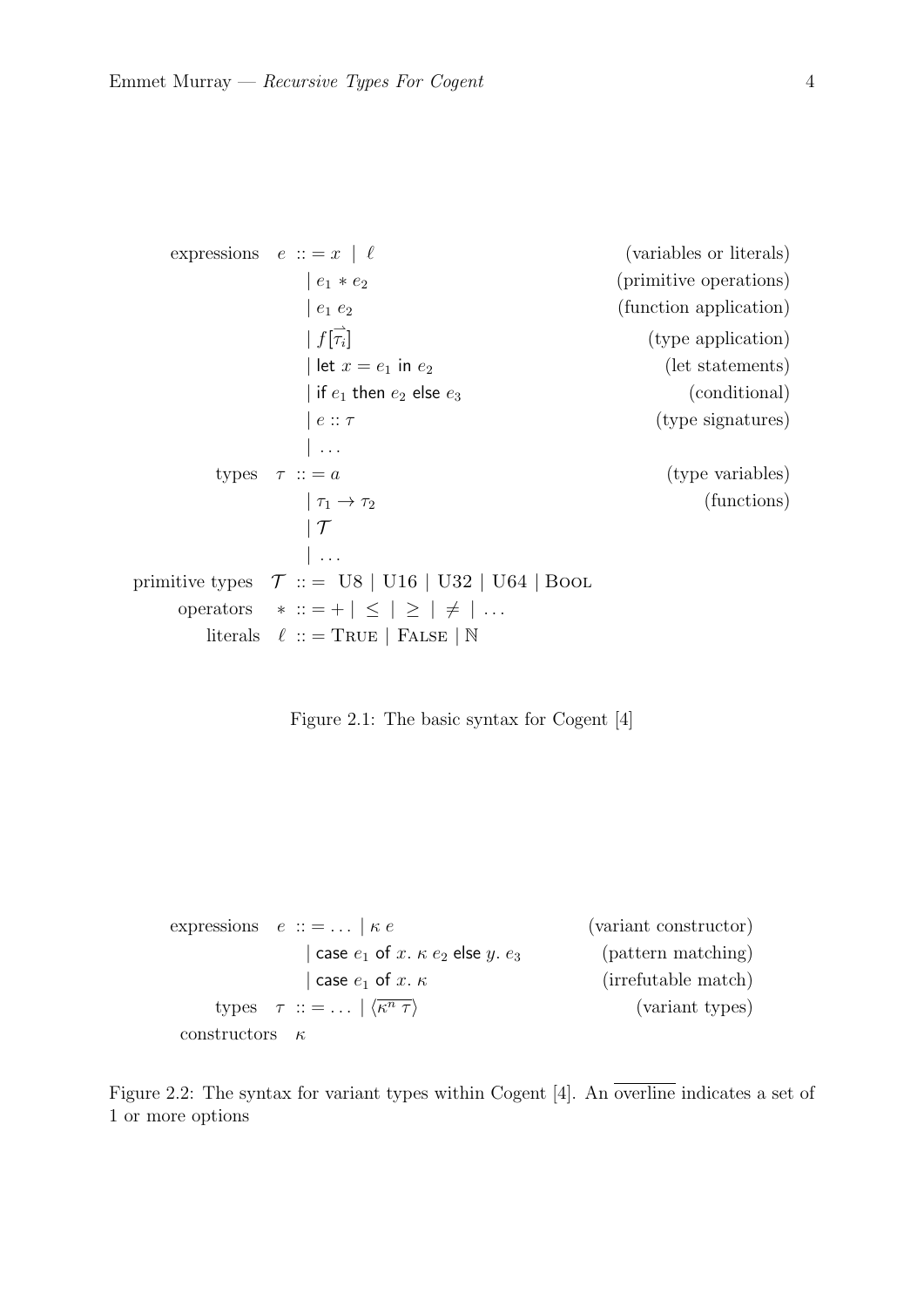$$
\begin{array}{llll}
\text{expressions} & e & ::= x \mid \ell & \text{(variables or literals)} \\
& & \mid e_1 * e_2 & \text{(primitive operations)} \\
& & \mid e_1\ e_2 & \text{(function application)} \\
& & \mid f[\overrightarrow{\tau_i}] & \text{(type application)} \\
& & \mid \textsf{let}\ x = e_1\ \textsf{in}\ e_2 & \text{(let statements)} \\
& & \mid \textsf{if}\ e_1\ \textsf{then}\ e_2\ \textsf{else}\ e_3 & \text{(conditional)} \\
& & \mid e :: \tau & \text{(type signatures)} \\
& & \mid \ldots & \\
\text{types} & \tau & ::= a & \text{(type variables)} \\
& & \mid \tau_1 \to \tau_2 & \text{(functions)} \\
& & \mid \mathcal{T} & \\
& & \mid \ldots & \\
\text{primitive types} & \mathcal{T} & ::= \text{U8} \mid \text{U16} \mid \text{U32} \mid \text{U64} \mid \textsc{Bool} & \\
\text{operators} & * & ::= + \mid \leq \mid \geq \mid \neq \mid \ldots & \\
\text{literals} & \ell & ::= \textsc{True} \mid \textsc{False} \mid \mathbb{N} &
\end{array}
$$

Figure 2.1: The basic syntax for Cogent [4]

$$
\begin{array}{llll}
\text{expressions} & e & ::= \ldots \mid \kappa\ e & \text{(variant constructor)} \\
& & \mid \textsf{case}\ e_1\ \textsf{of}\ x.\ \kappa\ e_2\ \textsf{else}\ y.\ e_3 & \text{(pattern matching)} \\
& & \mid \textsf{case}\ e_1\ \textsf{of}\ x.\ \kappa & \text{(irrefutable match)} \\
\text{types} & \tau & ::= \ldots \mid \langle \overline{\kappa^n\ \tau} \rangle & \text{(variant types)} \\
\text{constructors} & \kappa & &
\end{array}
$$

Figure 2.2: The syntax for variant types within Cogent [4]. An $\overline{\text{overline}}$ indicates a set of 1 or more options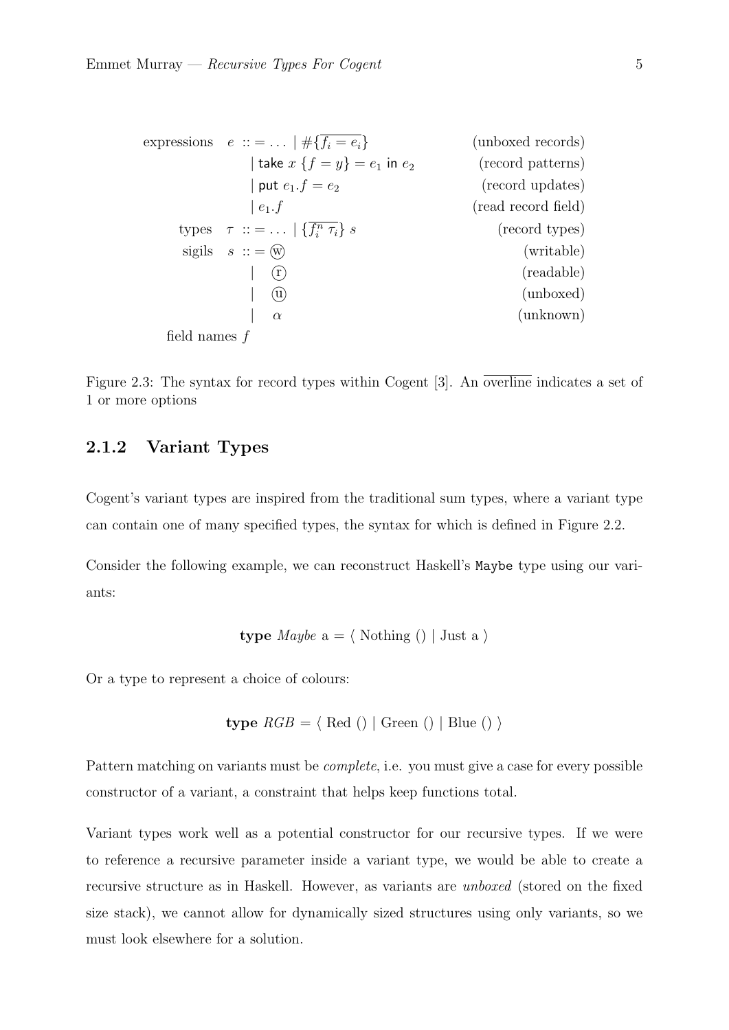$$
\begin{array}{llll}
\text{expressions} & e & ::= \ldots \mid \#\{\overline{f_i = e_i}\} & \text{(unboxed records)} \\
& & \mid \mathsf{take}\ x\ \{f = y\} = e_1\ \mathsf{in}\ e_2 & \text{(record patterns)} \\
& & \mid \mathsf{put}\ e_1.f = e_2 & \text{(record updates)} \\
& & \mid e_1.f & \text{(read record field)} \\
\text{types} & \tau & ::= \ldots \mid \{\overline{f_i^n\ \tau_i}\}\ s & \text{(record types)} \\
\text{sigils} & s & ::= \textcircled{w} & \text{(writable)} \\
& & \mid \quad \textcircled{r} & \text{(readable)} \\
& & \mid \quad \textcircled{u} & \text{(unboxed)} \\
& & \mid \quad \alpha & \text{(unknown)} \\
\text{field names } f & & &
\end{array}
$$

Figure 2.3: The syntax for record types within Cogent [3]. An $\overline{\text{overline}}$ indicates a set of 1 or more options

### 2.1.2 Variant Types

Cogent's variant types are inspired from the traditional sum types, where a variant type can contain one of many specified types, the syntax for which is defined in Figure 2.2.

Consider the following example, we can reconstruct Haskell's `Maybe` type using our variants:

$$\textbf{type}\ \textit{Maybe}\ \text{a} = \langle\ \text{Nothing}\ ()\ \mid \text{Just a}\ \rangle$$

Or a type to represent a choice of colours:

$$\textbf{type}\ \textit{RGB} = \langle\ \text{Red}\ ()\ \mid \text{Green}\ ()\ \mid \text{Blue}\ ()\ \rangle$$

Pattern matching on variants must be *complete*, i.e. you must give a case for every possible constructor of a variant, a constraint that helps keep functions total.

Variant types work well as a potential constructor for our recursive types. If we were to reference a recursive parameter inside a variant type, we would be able to create a recursive structure as in Haskell. However, as variants are *unboxed* (stored on the fixed size stack), we cannot allow for dynamically sized structures using only variants, so we must look elsewhere for a solution.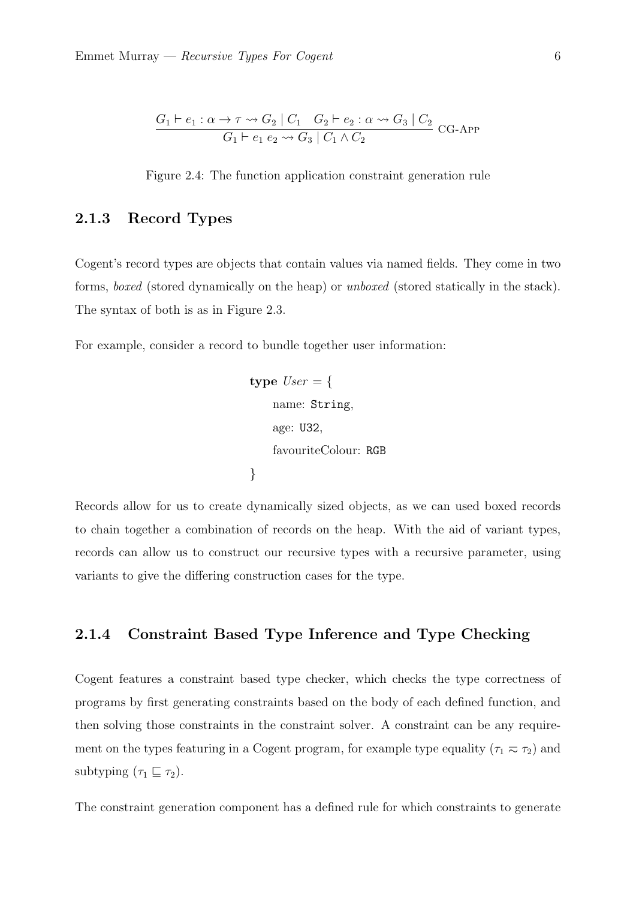$$\frac{G_1 \vdash e_1 : \alpha \to \tau \rightsquigarrow G_2 \mid C_1 \quad G_2 \vdash e_2 : \alpha \rightsquigarrow G_3 \mid C_2}{G_1 \vdash e_1\ e_2 \rightsquigarrow G_3 \mid C_1 \wedge C_2} \text{ CG-APP}$$

Figure 2.4: The function application constraint generation rule

### 2.1.3 Record Types

Cogent's record types are objects that contain values via named fields. They come in two forms, *boxed* (stored dynamically on the heap) or *unboxed* (stored statically in the stack). The syntax of both is as in Figure 2.3.

For example, consider a record to bundle together user information:

```
type User = {
    name: String,
    age: U32,
    favouriteColour: RGB
}
```

Records allow for us to create dynamically sized objects, as we can used boxed records to chain together a combination of records on the heap. With the aid of variant types, records can allow us to construct our recursive types with a recursive parameter, using variants to give the differing construction cases for the type.

### 2.1.4 Constraint Based Type Inference and Type Checking

Cogent features a constraint based type checker, which checks the type correctness of programs by first generating constraints based on the body of each defined function, and then solving those constraints in the constraint solver. A constraint can be any requirement on the types featuring in a Cogent program, for example type equality ($\tau_1 \eqsim \tau_2$) and subtyping ($\tau_1 \sqsubseteq \tau_2$).

The constraint generation component has a defined rule for which constraints to generate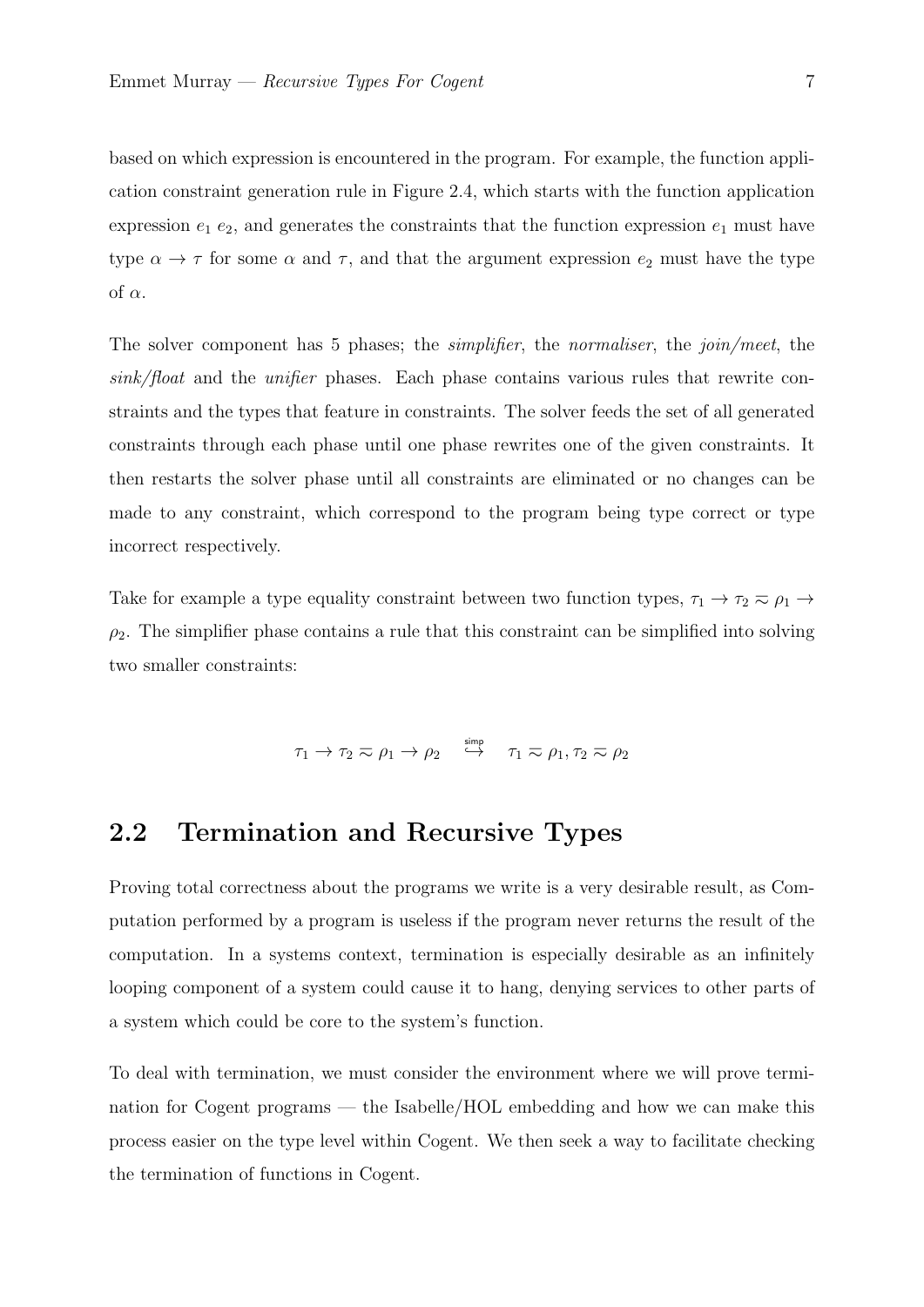based on which expression is encountered in the program. For example, the function application constraint generation rule in Figure 2.4, which starts with the function application expression $e_1\ e_2$, and generates the constraints that the function expression $e_1$ must have type $\alpha \to \tau$ for some $\alpha$ and $\tau$, and that the argument expression $e_2$ must have the type of $\alpha$.

The solver component has 5 phases; the *simplifier*, the *normaliser*, the *join/meet*, the *sink/float* and the *unifier* phases. Each phase contains various rules that rewrite constraints and the types that feature in constraints. The solver feeds the set of all generated constraints through each phase until one phase rewrites one of the given constraints. It then restarts the solver phase until all constraints are eliminated or no changes can be made to any constraint, which correspond to the program being type correct or type incorrect respectively.

Take for example a type equality constraint between two function types, $\tau_1 \to \tau_2 \eqsim \rho_1 \to \rho_2$. The simplifier phase contains a rule that this constraint can be simplified into solving two smaller constraints:

$$\tau_1 \to \tau_2 \eqsim \rho_1 \to \rho_2 \quad \overset{\mathsf{simp}}{\hookrightarrow} \quad \tau_1 \eqsim \rho_1, \tau_2 \eqsim \rho_2$$

## 2.2 Termination and Recursive Types

Proving total correctness about the programs we write is a very desirable result, as Computation performed by a program is useless if the program never returns the result of the computation. In a systems context, termination is especially desirable as an infinitely looping component of a system could cause it to hang, denying services to other parts of a system which could be core to the system's function.

To deal with termination, we must consider the environment where we will prove termination for Cogent programs — the Isabelle/HOL embedding and how we can make this process easier on the type level within Cogent. We then seek a way to facilitate checking the termination of functions in Cogent.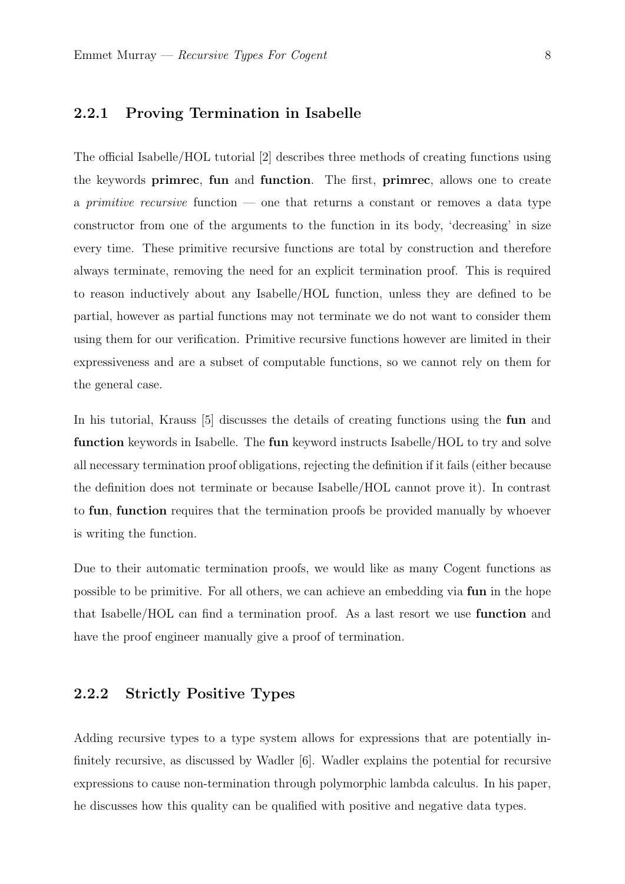### 2.2.1 Proving Termination in Isabelle

The official Isabelle/HOL tutorial [2] describes three methods of creating functions using the keywords **primrec**, **fun** and **function**. The first, **primrec**, allows one to create a *primitive recursive* function — one that returns a constant or removes a data type constructor from one of the arguments to the function in its body, 'decreasing' in size every time. These primitive recursive functions are total by construction and therefore always terminate, removing the need for an explicit termination proof. This is required to reason inductively about any Isabelle/HOL function, unless they are defined to be partial, however as partial functions may not terminate we do not want to consider them using them for our verification. Primitive recursive functions however are limited in their expressiveness and are a subset of computable functions, so we cannot rely on them for the general case.

In his tutorial, Krauss [5] discusses the details of creating functions using the **fun** and **function** keywords in Isabelle. The **fun** keyword instructs Isabelle/HOL to try and solve all necessary termination proof obligations, rejecting the definition if it fails (either because the definition does not terminate or because Isabelle/HOL cannot prove it). In contrast to **fun**, **function** requires that the termination proofs be provided manually by whoever is writing the function.

Due to their automatic termination proofs, we would like as many Cogent functions as possible to be primitive. For all others, we can achieve an embedding via **fun** in the hope that Isabelle/HOL can find a termination proof. As a last resort we use **function** and have the proof engineer manually give a proof of termination.

### 2.2.2 Strictly Positive Types

Adding recursive types to a type system allows for expressions that are potentially infinitely recursive, as discussed by Wadler [6]. Wadler explains the potential for recursive expressions to cause non-termination through polymorphic lambda calculus. In his paper, he discusses how this quality can be qualified with positive and negative data types.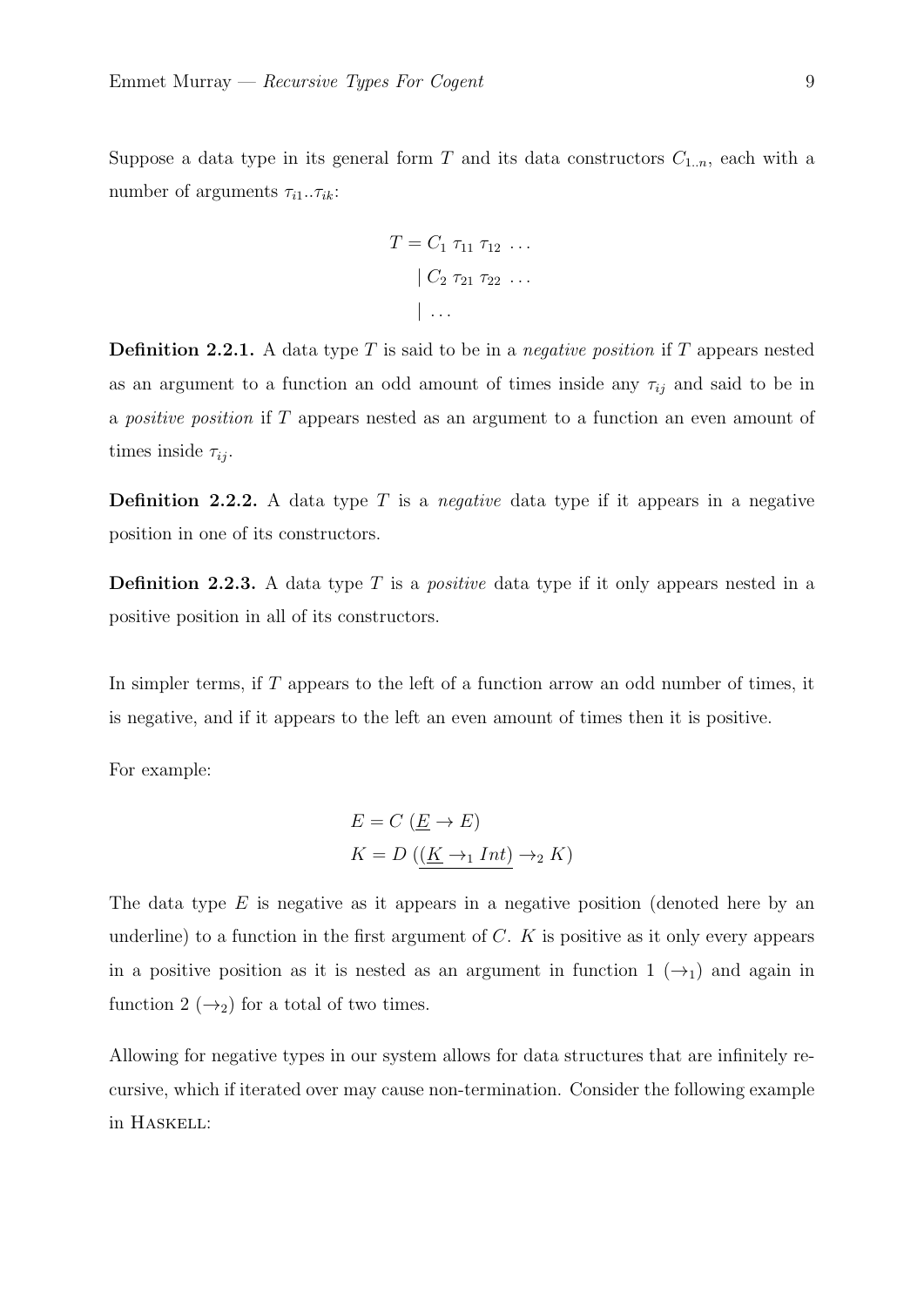Suppose a data type in its general form $T$ and its data constructors $C_{1..n}$, each with a number of arguments $\tau_{i1}..\tau_{ik}$:

$$
\begin{aligned}
T = &\ C_1\ \tau_{11}\ \tau_{12}\ \ldots \\
&|\ C_2\ \tau_{21}\ \tau_{22}\ \ldots \\
&|\ \ldots
\end{aligned}
$$

**Definition 2.2.1.** A data type $T$ is said to be in a *negative position* if $T$ appears nested as an argument to a function an odd amount of times inside any $\tau_{ij}$ and said to be in a *positive position* if $T$ appears nested as an argument to a function an even amount of times inside $\tau_{ij}$.

**Definition 2.2.2.** A data type $T$ is a *negative* data type if it appears in a negative position in one of its constructors.

**Definition 2.2.3.** A data type $T$ is a *positive* data type if it only appears nested in a positive position in all of its constructors.

In simpler terms, if $T$ appears to the left of a function arrow an odd number of times, it is negative, and if it appears to the left an even amount of times then it is positive.

For example:

$$
\begin{aligned}
E &= C\ (\underline{E} \rightarrow E) \\
K &= D\ (\underline{(\underline{K} \rightarrow_1 Int)} \rightarrow_2 K)
\end{aligned}
$$

The data type $E$ is negative as it appears in a negative position (denoted here by an underline) to a function in the first argument of $C$. $K$ is positive as it only every appears in a positive position as it is nested as an argument in function 1 ($\rightarrow_1$) and again in function 2 ($\rightarrow_2$) for a total of two times.

Allowing for negative types in our system allows for data structures that are infinitely recursive, which if iterated over may cause non-termination. Consider the following example in HASKELL: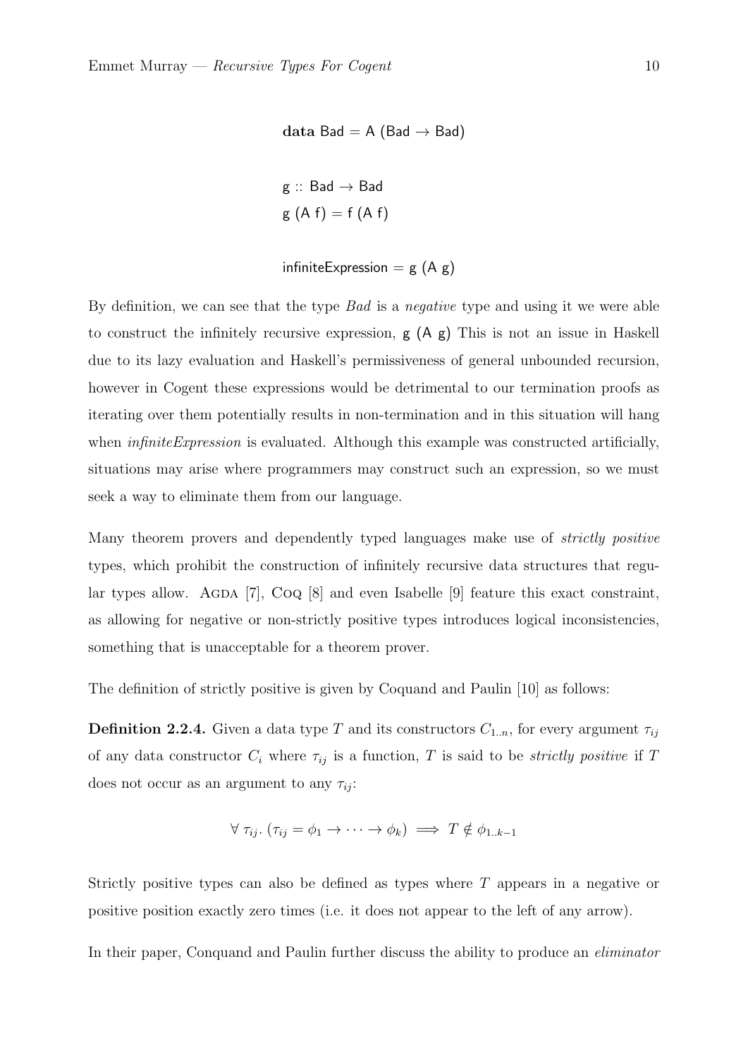```
data Bad = A (Bad → Bad)

g :: Bad → Bad
g (A f) = f (A f)

infiniteExpression = g (A g)
```

By definition, we can see that the type *Bad* is a *negative* type and using it we were able to construct the infinitely recursive expression, g (A g) This is not an issue in Haskell due to its lazy evaluation and Haskell's permissiveness of general unbounded recursion, however in Cogent these expressions would be detrimental to our termination proofs as iterating over them potentially results in non-termination and in this situation will hang when *infiniteExpression* is evaluated. Although this example was constructed artificially, situations may arise where programmers may construct such an expression, so we must seek a way to eliminate them from our language.

Many theorem provers and dependently typed languages make use of *strictly positive* types, which prohibit the construction of infinitely recursive data structures that regular types allow. Agda [7], Coq [8] and even Isabelle [9] feature this exact constraint, as allowing for negative or non-strictly positive types introduces logical inconsistencies, something that is unacceptable for a theorem prover.

The definition of strictly positive is given by Coquand and Paulin [10] as follows:

**Definition 2.2.4.** Given a data type $T$ and its constructors $C_{1..n}$, for every argument $\tau_{ij}$ of any data constructor $C_i$ where $\tau_{ij}$ is a function, $T$ is said to be *strictly positive* if $T$ does not occur as an argument to any $\tau_{ij}$:

$$\forall\ \tau_{ij}.\ (\tau_{ij} = \phi_1 \to \cdots \to \phi_k) \implies T \notin \phi_{1..k-1}$$

Strictly positive types can also be defined as types where $T$ appears in a negative or positive position exactly zero times (i.e. it does not appear to the left of any arrow).

In their paper, Conquand and Paulin further discuss the ability to produce an *eliminator*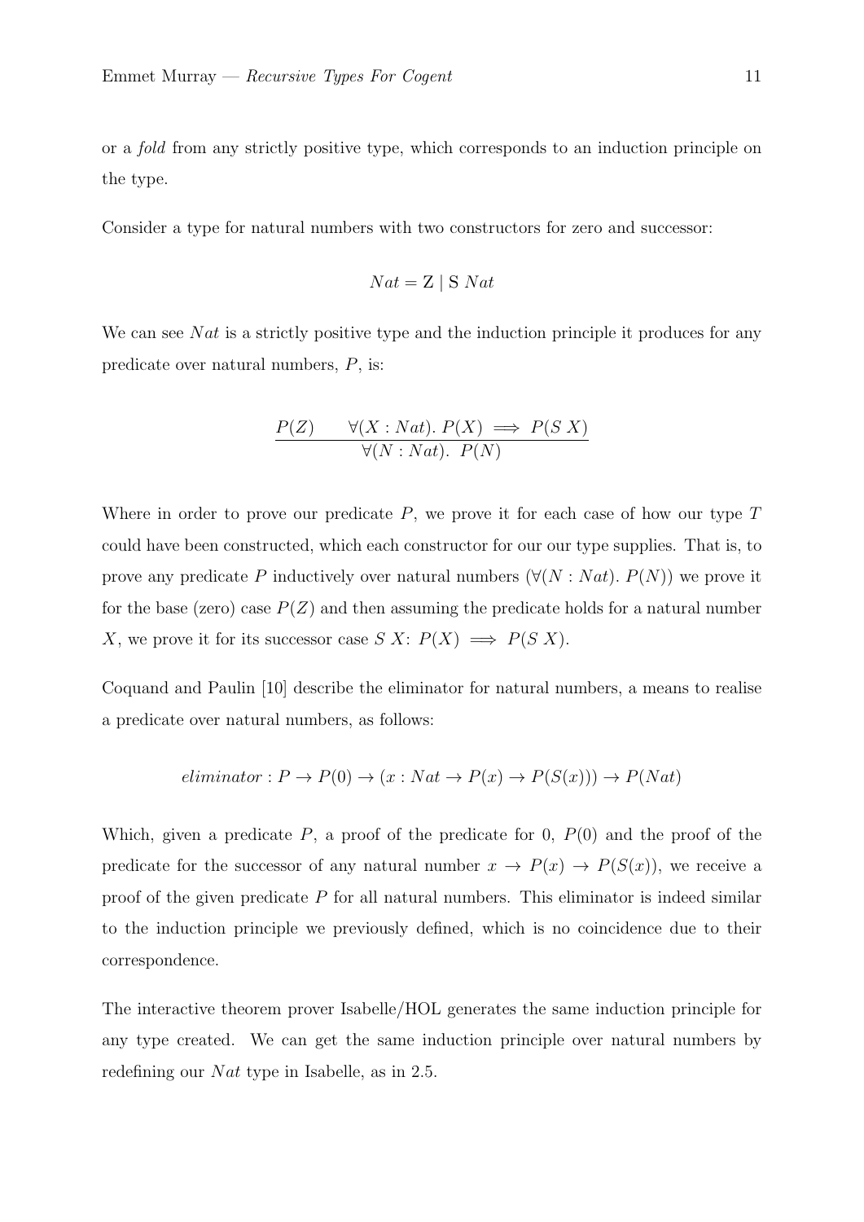or a *fold* from any strictly positive type, which corresponds to an induction principle on the type.

Consider a type for natural numbers with two constructors for zero and successor:

$$Nat = \text{Z} \mid \text{S } Nat$$

We can see $Nat$ is a strictly positive type and the induction principle it produces for any predicate over natural numbers, $P$, is:

$$\frac{P(Z) \qquad \forall(X : Nat).\ P(X) \implies P(S\ X)}{\forall(N : Nat).\ \ P(N)}$$

Where in order to prove our predicate $P$, we prove it for each case of how our type $T$ could have been constructed, which each constructor for our our type supplies. That is, to prove any predicate $P$ inductively over natural numbers ($\forall(N : Nat).\ P(N)$) we prove it for the base (zero) case $P(Z)$ and then assuming the predicate holds for a natural number $X$, we prove it for its successor case $S\ X$: $P(X) \implies P(S\ X)$.

Coquand and Paulin [10] describe the eliminator for natural numbers, a means to realise a predicate over natural numbers, as follows:

$$eliminator : P \to P(0) \to (x : Nat \to P(x) \to P(S(x))) \to P(Nat)$$

Which, given a predicate $P$, a proof of the predicate for 0, $P(0)$ and the proof of the predicate for the successor of any natural number $x \to P(x) \to P(S(x))$, we receive a proof of the given predicate $P$ for all natural numbers. This eliminator is indeed similar to the induction principle we previously defined, which is no coincidence due to their correspondence.

The interactive theorem prover Isabelle/HOL generates the same induction principle for any type created. We can get the same induction principle over natural numbers by redefining our $Nat$ type in Isabelle, as in 2.5.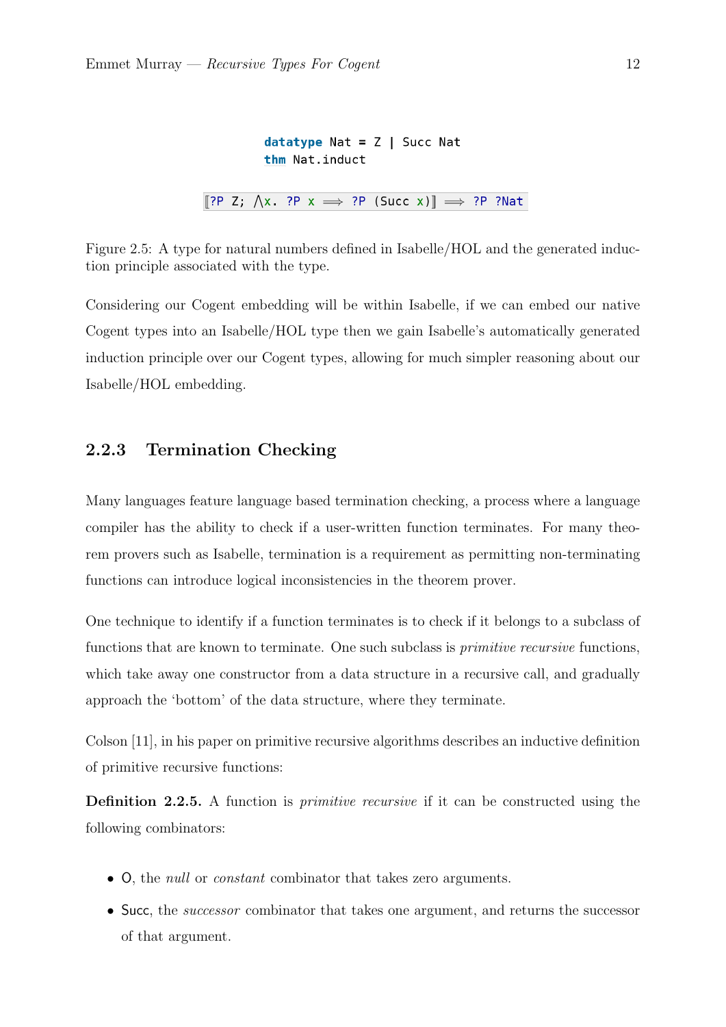```
datatype Nat = Z | Succ Nat
thm Nat.induct
```

```
⟦?P Z; ⋀x. ?P x ⟹ ?P (Succ x)⟧ ⟹ ?P ?Nat
```

Figure 2.5: A type for natural numbers defined in Isabelle/HOL and the generated induction principle associated with the type.

Considering our Cogent embedding will be within Isabelle, if we can embed our native Cogent types into an Isabelle/HOL type then we gain Isabelle's automatically generated induction principle over our Cogent types, allowing for much simpler reasoning about our Isabelle/HOL embedding.

### 2.2.3 Termination Checking

Many languages feature language based termination checking, a process where a language compiler has the ability to check if a user-written function terminates. For many theorem provers such as Isabelle, termination is a requirement as permitting non-terminating functions can introduce logical inconsistencies in the theorem prover.

One technique to identify if a function terminates is to check if it belongs to a subclass of functions that are known to terminate. One such subclass is *primitive recursive* functions, which take away one constructor from a data structure in a recursive call, and gradually approach the 'bottom' of the data structure, where they terminate.

Colson [11], in his paper on primitive recursive algorithms describes an inductive definition of primitive recursive functions:

**Definition 2.2.5.** A function is *primitive recursive* if it can be constructed using the following combinators:

- O, the *null* or *constant* combinator that takes zero arguments.
- Succ, the *successor* combinator that takes one argument, and returns the successor of that argument.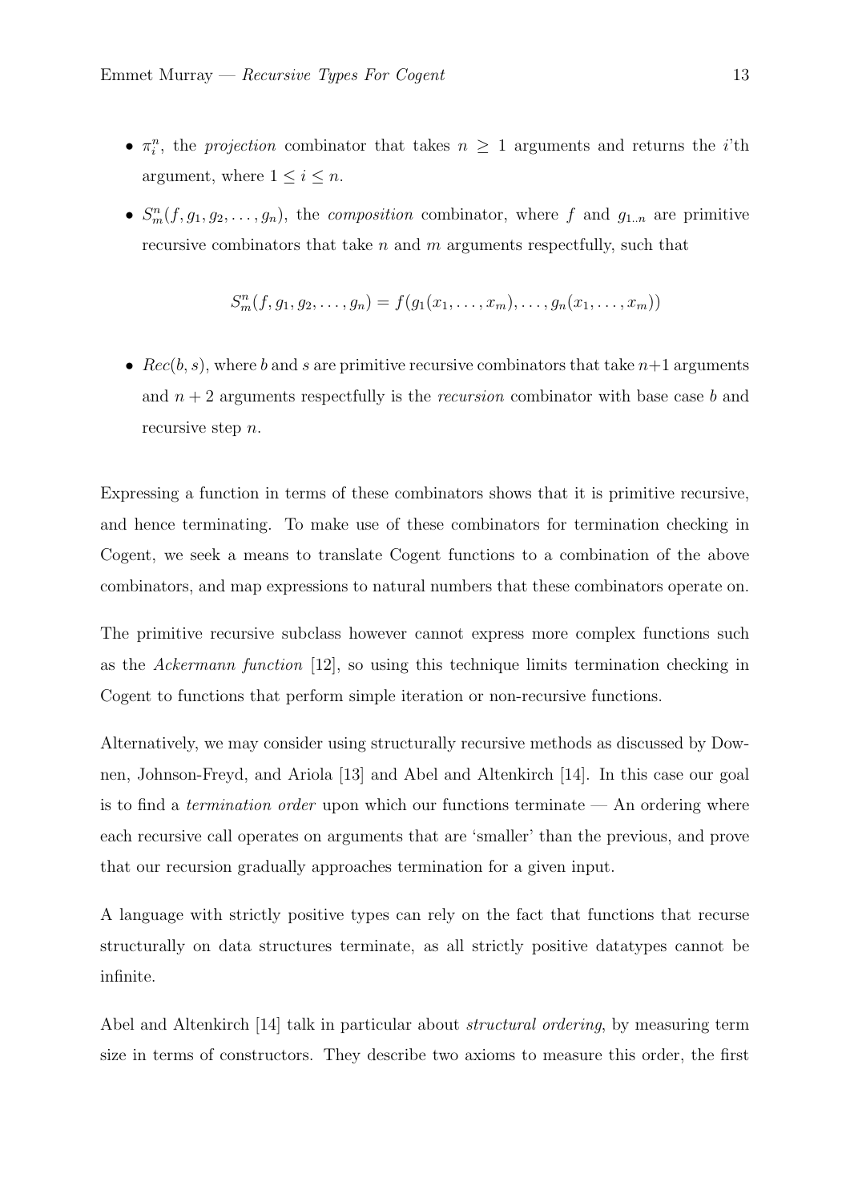- $\pi_i^n$, the *projection* combinator that takes $n \geq 1$ arguments and returns the $i$'th argument, where $1 \leq i \leq n$.
- $S_m^n(f, g_1, g_2, \ldots, g_n)$, the *composition* combinator, where $f$ and $g_{1..n}$ are primitive recursive combinators that take $n$ and $m$ arguments respectfully, such that

$$S_m^n(f, g_1, g_2, \ldots, g_n) = f(g_1(x_1, \ldots, x_m), \ldots, g_n(x_1, \ldots, x_m))$$

- $Rec(b, s)$, where $b$ and $s$ are primitive recursive combinators that take $n+1$ arguments and $n+2$ arguments respectfully is the *recursion* combinator with base case $b$ and recursive step $n$.

Expressing a function in terms of these combinators shows that it is primitive recursive, and hence terminating. To make use of these combinators for termination checking in Cogent, we seek a means to translate Cogent functions to a combination of the above combinators, and map expressions to natural numbers that these combinators operate on.

The primitive recursive subclass however cannot express more complex functions such as the *Ackermann function* [12], so using this technique limits termination checking in Cogent to functions that perform simple iteration or non-recursive functions.

Alternatively, we may consider using structurally recursive methods as discussed by Downen, Johnson-Freyd, and Ariola [13] and Abel and Altenkirch [14]. In this case our goal is to find a *termination order* upon which our functions terminate — An ordering where each recursive call operates on arguments that are 'smaller' than the previous, and prove that our recursion gradually approaches termination for a given input.

A language with strictly positive types can rely on the fact that functions that recurse structurally on data structures terminate, as all strictly positive datatypes cannot be infinite.

Abel and Altenkirch [14] talk in particular about *structural ordering*, by measuring term size in terms of constructors. They describe two axioms to measure this order, the first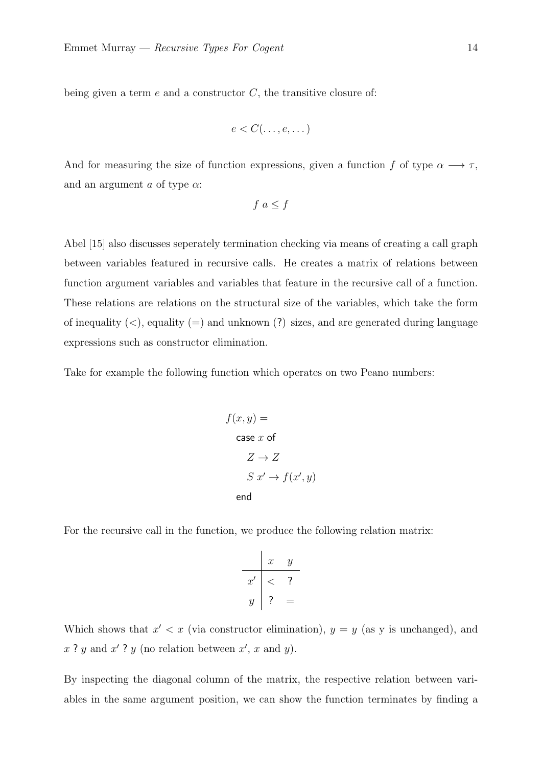being given a term $e$ and a constructor $C$, the transitive closure of:

$$e < C(\dots, e, \dots)$$

And for measuring the size of function expressions, given a function $f$ of type $\alpha \longrightarrow \tau$, and an argument $a$ of type $\alpha$:

$$f\ a \leq f$$

Abel [15] also discusses seperately termination checking via means of creating a call graph between variables featured in recursive calls. He creates a matrix of relations between function argument variables and variables that feature in the recursive call of a function. These relations are relations on the structural size of the variables, which take the form of inequality ($<$), equality ($=$) and unknown (?) sizes, and are generated during language expressions such as constructor elimination.

Take for example the following function which operates on two Peano numbers:

$$
\begin{aligned}
& f(x, y) = \\
& \quad \mathsf{case}\ x\ \mathsf{of} \\
& \quad\quad Z \rightarrow Z \\
& \quad\quad S\ x' \rightarrow f(x', y) \\
& \quad \mathsf{end}
\end{aligned}
$$

For the recursive call in the function, we produce the following relation matrix:

| | $x$ | $y$ |
|---|---|---|
| $x'$ | $<$ | ? |
| $y$ | ? | $=$ |

Which shows that $x' < x$ (via constructor elimination), $y = y$ (as y is unchanged), and $x$ ? $y$ and $x'$ ? $y$ (no relation between $x'$, $x$ and $y$).

By inspecting the diagonal column of the matrix, the respective relation between variables in the same argument position, we can show the function terminates by finding a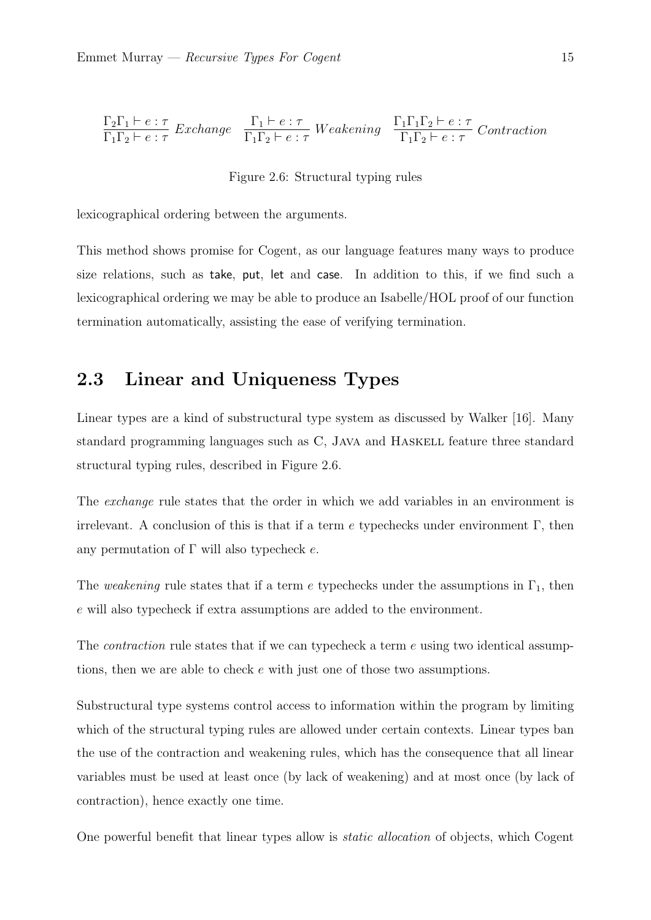$$\frac{\Gamma_2 \Gamma_1 \vdash e : \tau}{\Gamma_1 \Gamma_2 \vdash e : \tau}\ Exchange \quad \frac{\Gamma_1 \vdash e : \tau}{\Gamma_1 \Gamma_2 \vdash e : \tau}\ Weakening \quad \frac{\Gamma_1 \Gamma_1 \Gamma_2 \vdash e : \tau}{\Gamma_1 \Gamma_2 \vdash e : \tau}\ Contraction$$

Figure 2.6: Structural typing rules

lexicographical ordering between the arguments.

This method shows promise for Cogent, as our language features many ways to produce size relations, such as take, put, let and case. In addition to this, if we find such a lexicographical ordering we may be able to produce an Isabelle/HOL proof of our function termination automatically, assisting the ease of verifying termination.

## 2.3 Linear and Uniqueness Types

Linear types are a kind of substructural type system as discussed by Walker [16]. Many standard programming languages such as C, JAVA and HASKELL feature three standard structural typing rules, described in Figure 2.6.

The *exchange* rule states that the order in which we add variables in an environment is irrelevant. A conclusion of this is that if a term $e$ typechecks under environment $\Gamma$, then any permutation of $\Gamma$ will also typecheck $e$.

The *weakening* rule states that if a term $e$ typechecks under the assumptions in $\Gamma_1$, then $e$ will also typecheck if extra assumptions are added to the environment.

The *contraction* rule states that if we can typecheck a term $e$ using two identical assumptions, then we are able to check $e$ with just one of those two assumptions.

Substructural type systems control access to information within the program by limiting which of the structural typing rules are allowed under certain contexts. Linear types ban the use of the contraction and weakening rules, which has the consequence that all linear variables must be used at least once (by lack of weakening) and at most once (by lack of contraction), hence exactly one time.

One powerful benefit that linear types allow is *static allocation* of objects, which Cogent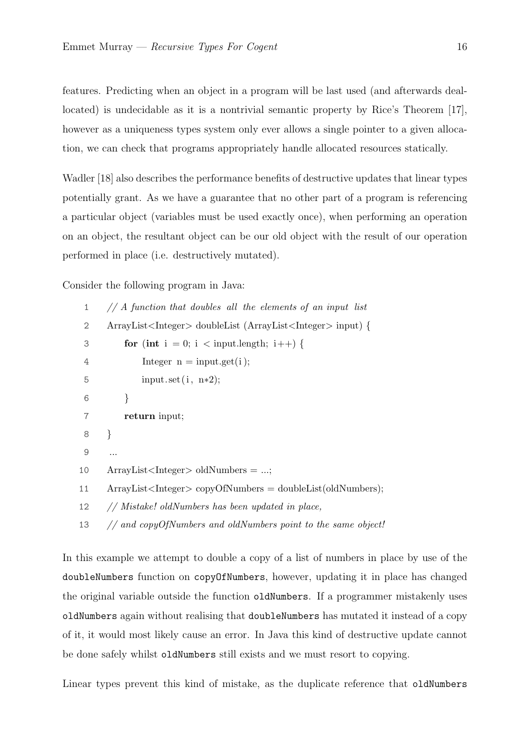features. Predicting when an object in a program will be last used (and afterwards deallocated) is undecidable as it is a nontrivial semantic property by Rice's Theorem [17], however as a uniqueness types system only ever allows a single pointer to a given allocation, we can check that programs appropriately handle allocated resources statically.

Wadler [18] also describes the performance benefits of destructive updates that linear types potentially grant. As we have a guarantee that no other part of a program is referencing a particular object (variables must be used exactly once), when performing an operation on an object, the resultant object can be our old object with the result of our operation performed in place (i.e. destructively mutated).

Consider the following program in Java:

```
1   // A function that doubles all the elements of an input list
2   ArrayList<Integer> doubleList (ArrayList<Integer> input) {
3       for (int i = 0; i < input.length; i++) {
4           Integer n = input.get(i);
5           input.set(i, n*2);
6       }
7       return input;
8   }
9   ...
10  ArrayList<Integer> oldNumbers = ...;
11  ArrayList<Integer> copyOfNumbers = doubleList(oldNumbers);
12  // Mistake! oldNumbers has been updated in place,
13  // and copyOfNumbers and oldNumbers point to the same object!
```

In this example we attempt to double a copy of a list of numbers in place by use of the `doubleNumbers` function on `copyOfNumbers`, however, updating it in place has changed the original variable outside the function `oldNumbers`. If a programmer mistakenly uses `oldNumbers` again without realising that `doubleNumbers` has mutated it instead of a copy of it, it would most likely cause an error. In Java this kind of destructive update cannot be done safely whilst `oldNumbers` still exists and we must resort to copying.

Linear types prevent this kind of mistake, as the duplicate reference that `oldNumbers`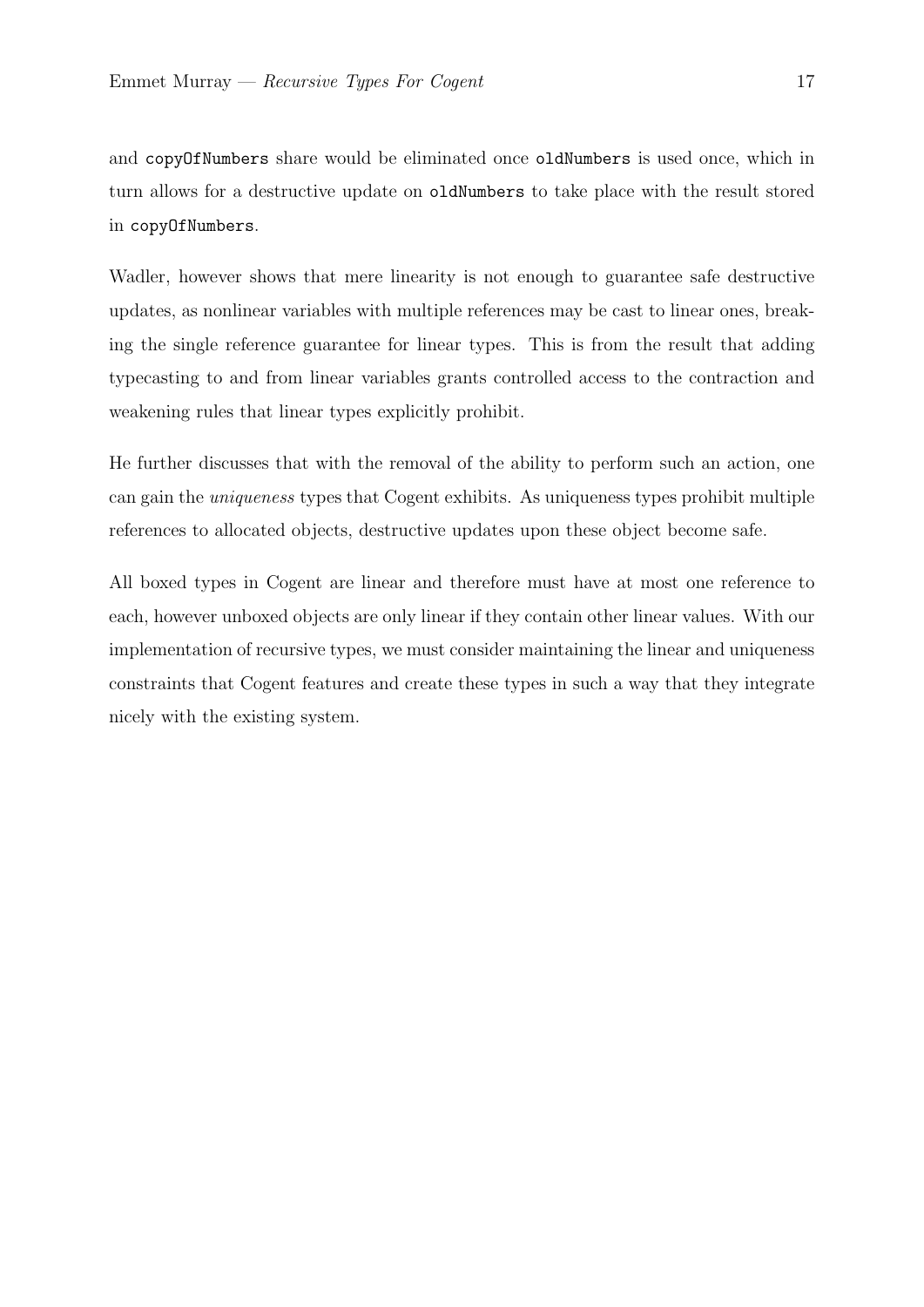and `copyOfNumbers` share would be eliminated once `oldNumbers` is used once, which in turn allows for a destructive update on `oldNumbers` to take place with the result stored in `copyOfNumbers`.

Wadler, however shows that mere linearity is not enough to guarantee safe destructive updates, as nonlinear variables with multiple references may be cast to linear ones, breaking the single reference guarantee for linear types. This is from the result that adding typecasting to and from linear variables grants controlled access to the contraction and weakening rules that linear types explicitly prohibit.

He further discusses that with the removal of the ability to perform such an action, one can gain the *uniqueness* types that Cogent exhibits. As uniqueness types prohibit multiple references to allocated objects, destructive updates upon these object become safe.

All boxed types in Cogent are linear and therefore must have at most one reference to each, however unboxed objects are only linear if they contain other linear values. With our implementation of recursive types, we must consider maintaining the linear and uniqueness constraints that Cogent features and create these types in such a way that they integrate nicely with the existing system.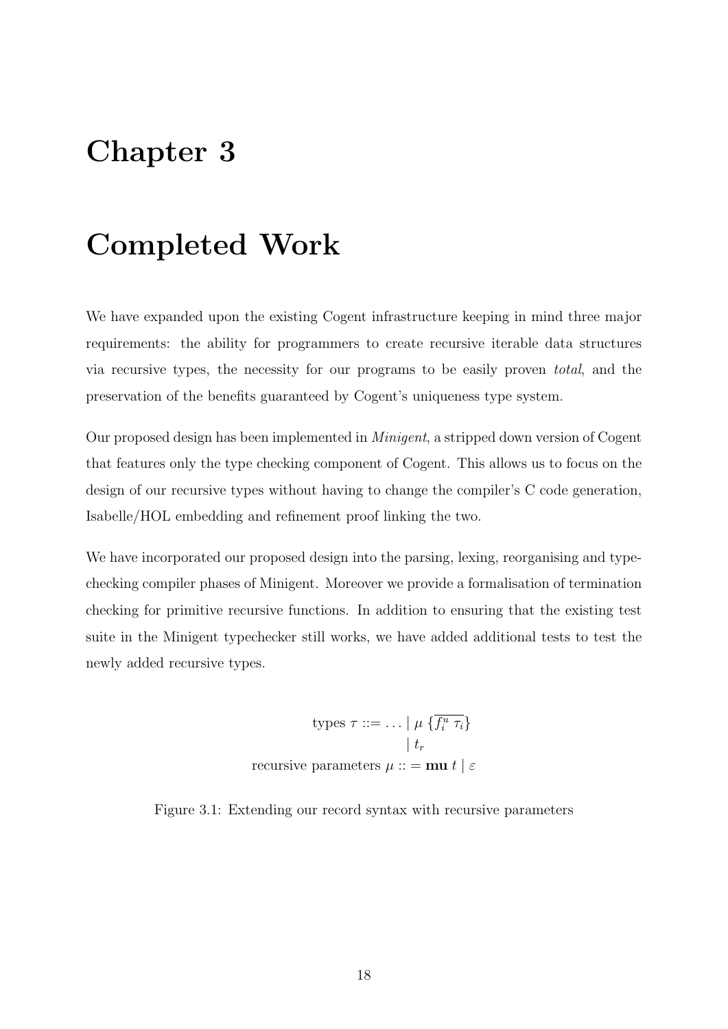# Chapter 3

# Completed Work

We have expanded upon the existing Cogent infrastructure keeping in mind three major requirements: the ability for programmers to create recursive iterable data structures via recursive types, the necessity for our programs to be easily proven *total*, and the preservation of the benefits guaranteed by Cogent's uniqueness type system.

Our proposed design has been implemented in *Minigent*, a stripped down version of Cogent that features only the type checking component of Cogent. This allows us to focus on the design of our recursive types without having to change the compiler's C code generation, Isabelle/HOL embedding and refinement proof linking the two.

We have incorporated our proposed design into the parsing, lexing, reorganising and type-checking compiler phases of Minigent. Moreover we provide a formalisation of termination checking for primitive recursive functions. In addition to ensuring that the existing test suite in the Minigent typechecker still works, we have added additional tests to test the newly added recursive types.

$$
\begin{aligned}
\text{types } \tau &::= \ldots \mid \mu \ \{\overline{f_i^u \ \tau_i}\} \\
&\quad\ \mid t_r \\
\text{recursive parameters } \mu &:: = \mathbf{mu}\ t \mid \varepsilon
\end{aligned}
$$

Figure 3.1: Extending our record syntax with recursive parameters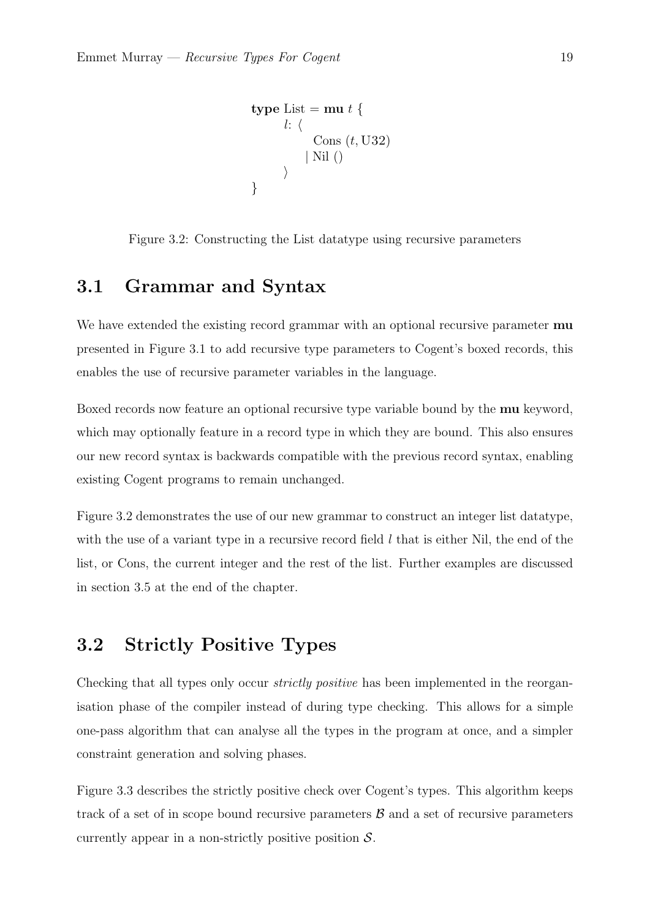```
type List = mu t {
    l: ⟨
        Cons (t, U32)
      | Nil ()
    ⟩
}
```

Figure 3.2: Constructing the List datatype using recursive parameters

## 3.1 Grammar and Syntax

We have extended the existing record grammar with an optional recursive parameter **mu** presented in Figure 3.1 to add recursive type parameters to Cogent's boxed records, this enables the use of recursive parameter variables in the language.

Boxed records now feature an optional recursive type variable bound by the **mu** keyword, which may optionally feature in a record type in which they are bound. This also ensures our new record syntax is backwards compatible with the previous record syntax, enabling existing Cogent programs to remain unchanged.

Figure 3.2 demonstrates the use of our new grammar to construct an integer list datatype, with the use of a variant type in a recursive record field $l$ that is either Nil, the end of the list, or Cons, the current integer and the rest of the list. Further examples are discussed in section 3.5 at the end of the chapter.

## 3.2 Strictly Positive Types

Checking that all types only occur *strictly positive* has been implemented in the reorganisation phase of the compiler instead of during type checking. This allows for a simple one-pass algorithm that can analyse all the types in the program at once, and a simpler constraint generation and solving phases.

Figure 3.3 describes the strictly positive check over Cogent's types. This algorithm keeps track of a set of in scope bound recursive parameters $\mathcal{B}$ and a set of recursive parameters currently appear in a non-strictly positive position $\mathcal{S}$.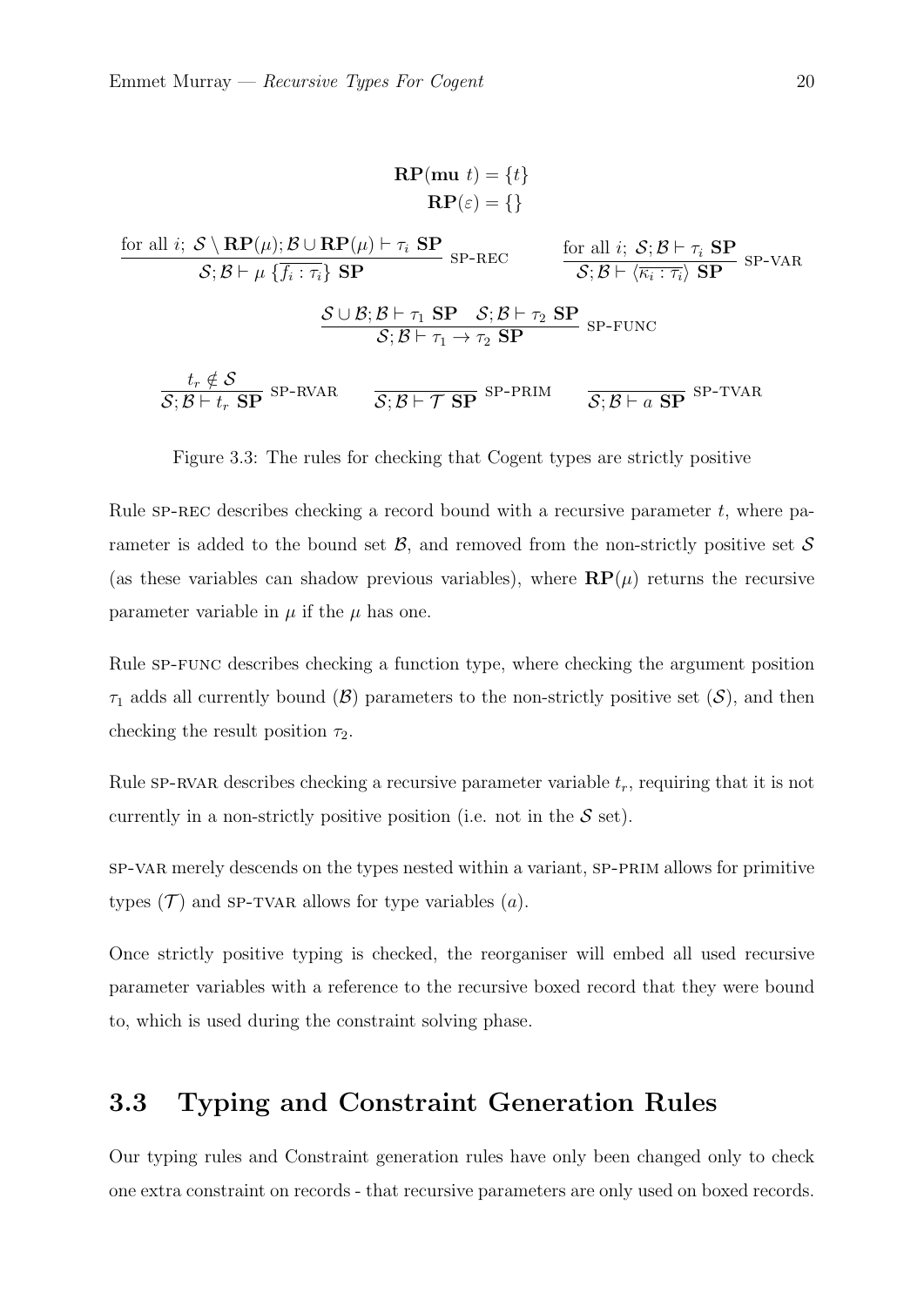$$\mathbf{RP}(\mathbf{mu}\ t) = \{t\}$$
$$\mathbf{RP}(\varepsilon) = \{\}$$

$$\frac{\text{for all } i;\ \mathcal{S} \setminus \mathbf{RP}(\mu); \mathcal{B} \cup \mathbf{RP}(\mu) \vdash \tau_i\ \mathbf{SP}}{\mathcal{S}; \mathcal{B} \vdash \mu\ \{\overline{f_i : \tau_i}\}\ \mathbf{SP}}\ \text{SP-REC} \qquad \frac{\text{for all } i;\ \mathcal{S}; \mathcal{B} \vdash \tau_i\ \mathbf{SP}}{\mathcal{S}; \mathcal{B} \vdash \langle \overline{\kappa_i : \tau_i} \rangle\ \mathbf{SP}}\ \text{SP-VAR}$$

$$\frac{\mathcal{S} \cup \mathcal{B}; \mathcal{B} \vdash \tau_1\ \mathbf{SP} \quad \mathcal{S}; \mathcal{B} \vdash \tau_2\ \mathbf{SP}}{\mathcal{S}; \mathcal{B} \vdash \tau_1 \to \tau_2\ \mathbf{SP}}\ \text{SP-FUNC}$$

$$\frac{t_r \notin \mathcal{S}}{\mathcal{S}; \mathcal{B} \vdash t_r\ \mathbf{SP}}\ \text{SP-RVAR} \qquad \frac{}{\mathcal{S}; \mathcal{B} \vdash \mathcal{T}\ \mathbf{SP}}\ \text{SP-PRIM} \qquad \frac{}{\mathcal{S}; \mathcal{B} \vdash a\ \mathbf{SP}}\ \text{SP-TVAR}$$

Figure 3.3: The rules for checking that Cogent types are strictly positive

Rule SP-REC describes checking a record bound with a recursive parameter $t$, where parameter is added to the bound set $\mathcal{B}$, and removed from the non-strictly positive set $\mathcal{S}$ (as these variables can shadow previous variables), where $\mathbf{RP}(\mu)$ returns the recursive parameter variable in $\mu$ if the $\mu$ has one.

Rule SP-FUNC describes checking a function type, where checking the argument position $\tau_1$ adds all currently bound ($\mathcal{B}$) parameters to the non-strictly positive set ($\mathcal{S}$), and then checking the result position $\tau_2$.

Rule SP-RVAR describes checking a recursive parameter variable $t_r$, requiring that it is not currently in a non-strictly positive position (i.e. not in the $\mathcal{S}$ set).

SP-VAR merely descends on the types nested within a variant, SP-PRIM allows for primitive types ($\mathcal{T}$) and SP-TVAR allows for type variables ($a$).

Once strictly positive typing is checked, the reorganiser will embed all used recursive parameter variables with a reference to the recursive boxed record that they were bound to, which is used during the constraint solving phase.

## 3.3 Typing and Constraint Generation Rules

Our typing rules and Constraint generation rules have only been changed only to check one extra constraint on records - that recursive parameters are only used on boxed records.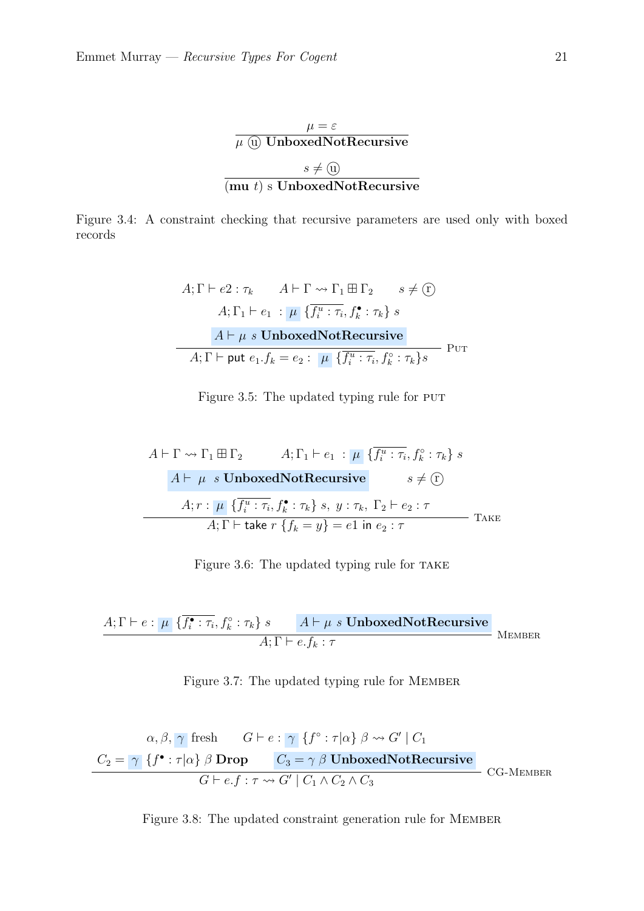$$\frac{\mu = \varepsilon}{\mu \text{ ⓤ } \textbf{UnboxedNotRecursive}}$$

$$\frac{s \neq \text{ⓤ}}{(\textbf{mu } t)\ s\ \textbf{UnboxedNotRecursive}}$$

Figure 3.4: A constraint checking that recursive parameters are used only with boxed records

$$\frac{\begin{array}{c} A;\Gamma \vdash e2 : \tau_k \qquad A \vdash \Gamma \rightsquigarrow \Gamma_1 \boxplus \Gamma_2 \qquad s \neq \text{ⓡ} \\ A;\Gamma_1 \vdash e_1 \ : \mu\ \{\overline{f_i^u : \tau_i}, f_k^\bullet : \tau_k\}\ s \\ A \vdash \mu\ s\ \textbf{UnboxedNotRecursive} \end{array}}{A;\Gamma \vdash \mathsf{put}\ e_1.f_k = e_2 :\ \mu\ \{\overline{f_i^u : \tau_i}, f_k^\circ : \tau_k\} s} \text{ PUT}$$

Figure 3.5: The updated typing rule for PUT

$$\frac{\begin{array}{c} A \vdash \Gamma \rightsquigarrow \Gamma_1 \boxplus \Gamma_2 \qquad A;\Gamma_1 \vdash e_1 \ : \mu\ \{\overline{f_i^u : \tau_i}, f_k^\circ : \tau_k\}\ s \\ A \vdash\ \mu\ \ s\ \textbf{UnboxedNotRecursive} \qquad s \neq \text{ⓡ} \\ A; r :\ \mu\ \{\overline{f_i^u : \tau_i}, f_k^\bullet : \tau_k\}\ s,\ y : \tau_k,\ \Gamma_2 \vdash e_2 : \tau \end{array}}{A;\Gamma \vdash \mathsf{take}\ r\ \{f_k = y\} = e1\ \mathsf{in}\ e_2 : \tau} \text{ TAKE}$$

Figure 3.6: The updated typing rule for TAKE

$$\frac{A;\Gamma \vdash e :\ \mu\ \{\overline{f_i^\bullet : \tau_i}, f_k^\circ : \tau_k\}\ s \qquad A \vdash \mu\ s\ \textbf{UnboxedNotRecursive}}{A;\Gamma \vdash e.f_k : \tau} \text{ MEMBER}$$

Figure 3.7: The updated typing rule for MEMBER

$$\frac{\begin{array}{c} \alpha, \beta, \gamma \text{ fresh} \qquad G \vdash e :\ \gamma\ \{f^\circ : \tau|\alpha\}\ \beta \rightsquigarrow G' \mid C_1 \\ C_2 =\ \gamma\ \{f^\bullet : \tau|\alpha\}\ \beta\ \textbf{Drop} \qquad C_3 = \gamma\ \beta\ \textbf{UnboxedNotRecursive} \end{array}}{G \vdash e.f : \tau \rightsquigarrow G' \mid C_1 \wedge C_2 \wedge C_3} \text{ CG-MEMBER}$$

Figure 3.8: The updated constraint generation rule for MEMBER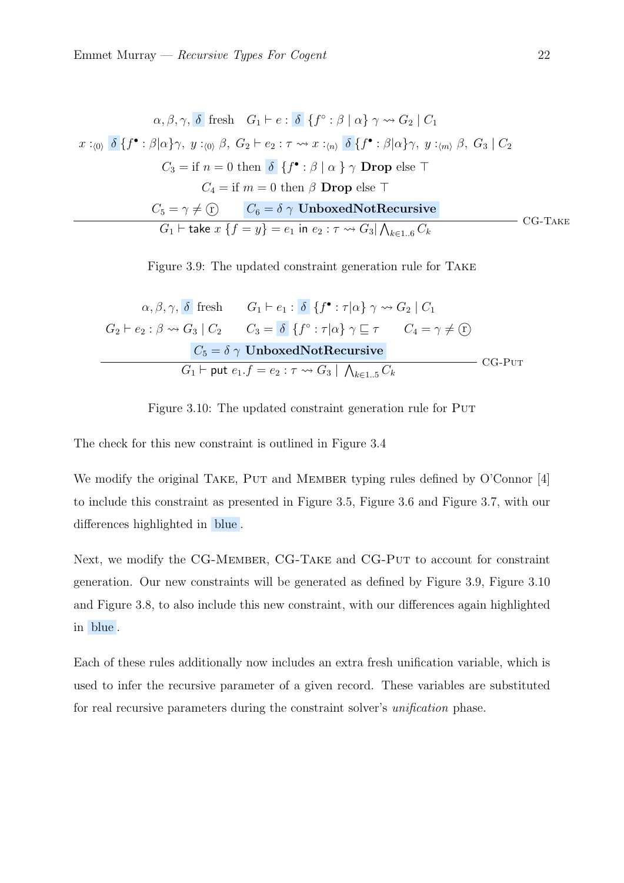$$\frac{\begin{array}{c}\alpha, \beta, \gamma, \delta \text{ fresh} \quad G_1 \vdash e : \delta\ \{f^\circ : \beta \mid \alpha\}\ \gamma \rightsquigarrow G_2 \mid C_1 \\ x :_{\langle 0 \rangle} \delta\{f^\bullet : \beta | \alpha\}\gamma,\ y :_{\langle 0 \rangle} \beta,\ G_2 \vdash e_2 : \tau \rightsquigarrow x :_{\langle n \rangle} \delta\{f^\bullet : \beta|\alpha\}\gamma,\ y :_{\langle m \rangle} \beta,\ G_3 \mid C_2 \\ C_3 = \text{if } n = 0 \text{ then } \delta\ \{f^\bullet : \beta \mid \alpha\ \}\ \gamma\ \textbf{Drop} \text{ else } \top \\ C_4 = \text{if } m = 0 \text{ then } \beta\ \textbf{Drop} \text{ else } \top \\ C_5 = \gamma \neq \textcircled{r} \qquad C_6 = \delta\ \gamma\ \textbf{UnboxedNotRecursive}\end{array}}{G_1 \vdash \mathsf{take}\ x\ \{f = y\} = e_1\ \mathsf{in}\ e_2 : \tau \rightsquigarrow G_3 | \bigwedge_{k \in 1..6} C_k} \text{ CG-Take}$$

Figure 3.9: The updated constraint generation rule for Take

$$\frac{\begin{array}{c}\alpha, \beta, \gamma, \delta \text{ fresh} \qquad G_1 \vdash e_1 : \delta\ \{f^\bullet : \tau|\alpha\}\ \gamma \rightsquigarrow G_2 \mid C_1 \\ G_2 \vdash e_2 : \beta \rightsquigarrow G_3 \mid C_2 \qquad C_3 = \delta\ \{f^\circ : \tau|\alpha\}\ \gamma \sqsubseteq \tau \qquad C_4 = \gamma \neq \textcircled{r} \\ C_5 = \delta\ \gamma\ \textbf{UnboxedNotRecursive}\end{array}}{G_1 \vdash \mathsf{put}\ e_1.f = e_2 : \tau \rightsquigarrow G_3 \mid \bigwedge_{k \in 1..5} C_k} \text{ CG-Put}$$

Figure 3.10: The updated constraint generation rule for Put

The check for this new constraint is outlined in Figure 3.4

We modify the original Take, Put and Member typing rules defined by O'Connor [4] to include this constraint as presented in Figure 3.5, Figure 3.6 and Figure 3.7, with our differences highlighted in blue.

Next, we modify the CG-Member, CG-Take and CG-Put to account for constraint generation. Our new constraints will be generated as defined by Figure 3.9, Figure 3.10 and Figure 3.8, to also include this new constraint, with our differences again highlighted in blue.

Each of these rules additionally now includes an extra fresh unification variable, which is used to infer the recursive parameter of a given record. These variables are substituted for real recursive parameters during the constraint solver's *unification* phase.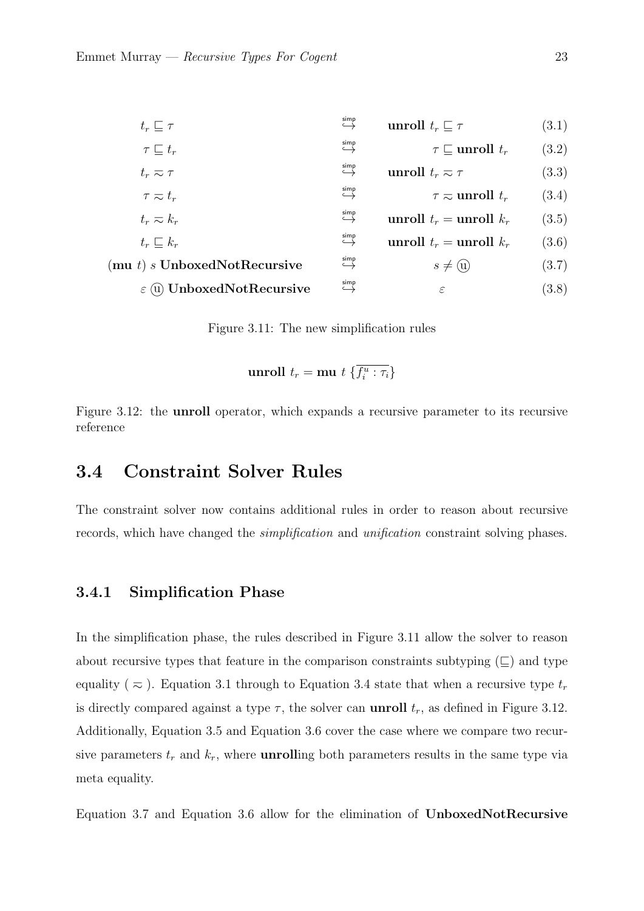$$t_r \sqsubseteq \tau \overset{\text{simp}}{\hookrightarrow} \textbf{unroll } t_r \sqsubseteq \tau \tag{3.1}$$

$$\tau \sqsubseteq t_r \overset{\text{simp}}{\hookrightarrow} \tau \sqsubseteq \textbf{unroll } t_r \tag{3.2}$$

$$t_r \eqsim \tau \overset{\text{simp}}{\hookrightarrow} \textbf{unroll } t_r \eqsim \tau \tag{3.3}$$

$$\tau \eqsim t_r \overset{\text{simp}}{\hookrightarrow} \tau \eqsim \textbf{unroll } t_r \tag{3.4}$$

$$t_r \eqsim k_r \overset{\text{simp}}{\hookrightarrow} \textbf{unroll } t_r = \textbf{unroll } k_r \tag{3.5}$$

$$t_r \sqsubseteq k_r \overset{\text{simp}}{\hookrightarrow} \textbf{unroll } t_r = \textbf{unroll } k_r \tag{3.6}$$

$$(\textbf{mu } t)\ s\ \textbf{UnboxedNotRecursive} \overset{\text{simp}}{\hookrightarrow} s \neq \text{ⓤ} \tag{3.7}$$

$$\varepsilon\ \text{ⓤ}\ \textbf{UnboxedNotRecursive} \overset{\text{simp}}{\hookrightarrow} \varepsilon \tag{3.8}$$

Figure 3.11: The new simplification rules

$$\textbf{unroll } t_r = \textbf{mu } t\ \{\overline{f_i^u : \tau_i}\}$$

Figure 3.12: the **unroll** operator, which expands a recursive parameter to its recursive reference

## 3.4 Constraint Solver Rules

The constraint solver now contains additional rules in order to reason about recursive records, which have changed the *simplification* and *unification* constraint solving phases.

### 3.4.1 Simplification Phase

In the simplification phase, the rules described in Figure 3.11 allow the solver to reason about recursive types that feature in the comparison constraints subtyping ($\sqsubseteq$) and type equality ( $\eqsim$ ). Equation 3.1 through to Equation 3.4 state that when a recursive type $t_r$ is directly compared against a type $\tau$, the solver can **unroll** $t_r$, as defined in Figure 3.12. Additionally, Equation 3.5 and Equation 3.6 cover the case where we compare two recursive parameters $t_r$ and $k_r$, where **unroll**ing both parameters results in the same type via meta equality.

Equation 3.7 and Equation 3.6 allow for the elimination of **UnboxedNotRecursive**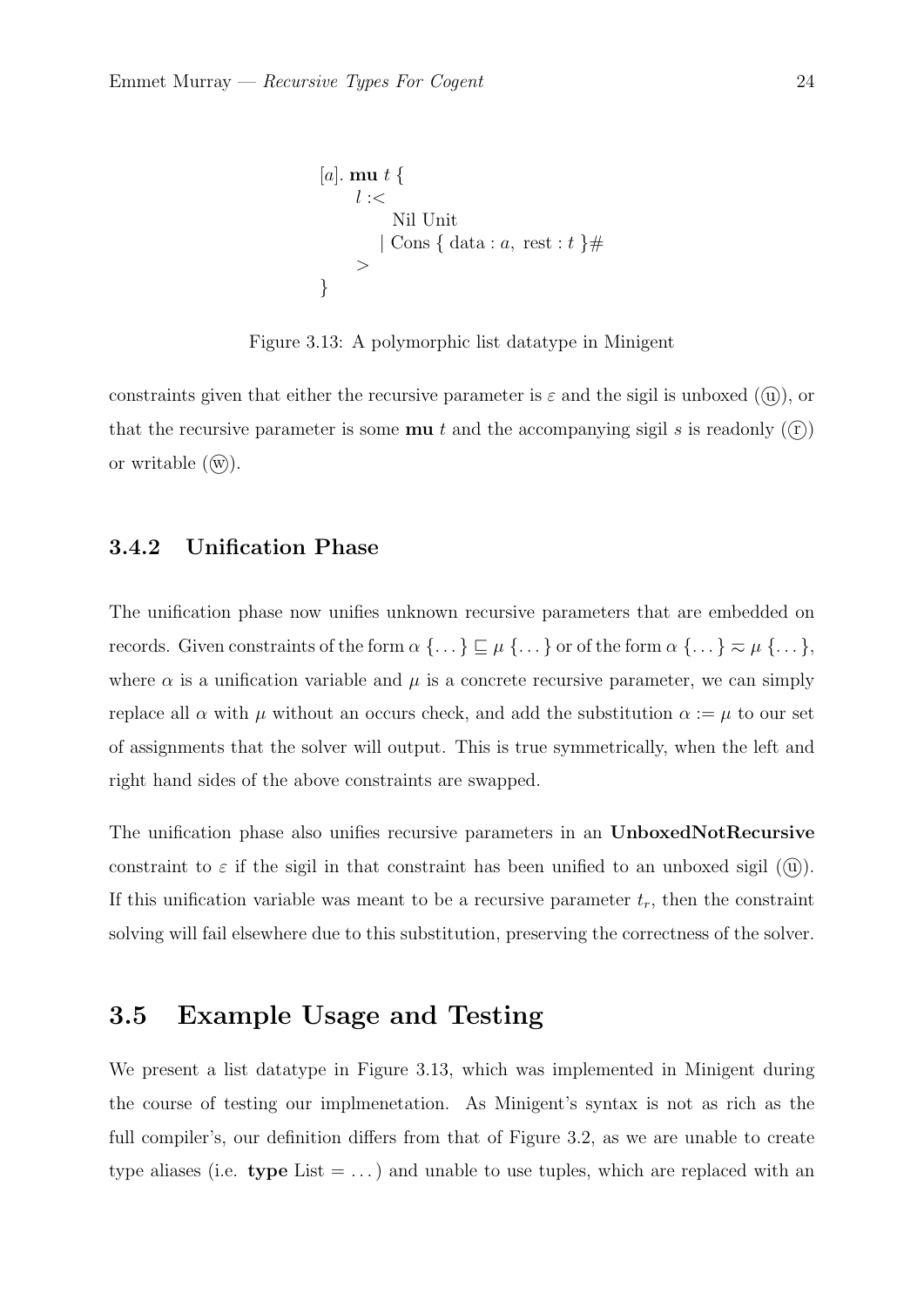```
[a]. mu t {
    l :<
        Nil Unit
      | Cons { data : a, rest : t }#
    >
}
```

Figure 3.13: A polymorphic list datatype in Minigent

constraints given that either the recursive parameter is $\varepsilon$ and the sigil is unboxed (ⓤ), or that the recursive parameter is some **mu** $t$ and the accompanying sigil $s$ is readonly (ⓡ) or writable (ⓦ).

### 3.4.2 Unification Phase

The unification phase now unifies unknown recursive parameters that are embedded on records. Given constraints of the form $\alpha\ \{\dots\} \sqsubseteq \mu\ \{\dots\}$ or of the form $\alpha\ \{\dots\} \eqsim \mu\ \{\dots\}$, where $\alpha$ is a unification variable and $\mu$ is a concrete recursive parameter, we can simply replace all $\alpha$ with $\mu$ without an occurs check, and add the substitution $\alpha := \mu$ to our set of assignments that the solver will output. This is true symmetrically, when the left and right hand sides of the above constraints are swapped.

The unification phase also unifies recursive parameters in an **UnboxedNotRecursive** constraint to $\varepsilon$ if the sigil in that constraint has been unified to an unboxed sigil (ⓤ). If this unification variable was meant to be a recursive parameter $t_r$, then the constraint solving will fail elsewhere due to this substitution, preserving the correctness of the solver.

## 3.5 Example Usage and Testing

We present a list datatype in Figure 3.13, which was implemented in Minigent during the course of testing our implmenetation. As Minigent's syntax is not as rich as the full compiler's, our definition differs from that of Figure 3.2, as we are unable to create type aliases (i.e. **type** List = ...) and unable to use tuples, which are replaced with an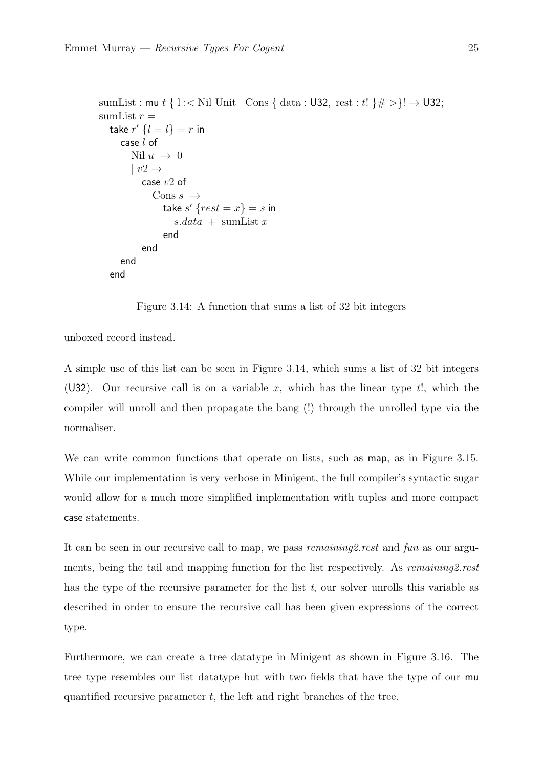```
sumList : mu t { l :< Nil Unit | Cons { data : U32, rest : t! }# >}! → U32;
sumList r =
  take r' {l = l} = r in
    case l of
      Nil u → 0
      | v2 →
        case v2 of
          Cons s →
            take s' {rest = x} = s in
              s.data + sumList x
            end
        end
    end
  end
```

Figure 3.14: A function that sums a list of 32 bit integers

unboxed record instead.

A simple use of this list can be seen in Figure 3.14, which sums a list of 32 bit integers (U32). Our recursive call is on a variable $x$, which has the linear type $t!$, which the compiler will unroll and then propagate the bang (!) through the unrolled type via the normaliser.

We can write common functions that operate on lists, such as map, as in Figure 3.15. While our implementation is very verbose in Minigent, the full compiler's syntactic sugar would allow for a much more simplified implementation with tuples and more compact case statements.

It can be seen in our recursive call to map, we pass *remaining2.rest* and *fun* as our arguments, being the tail and mapping function for the list respectively. As *remaining2.rest* has the type of the recursive parameter for the list $t$, our solver unrolls this variable as described in order to ensure the recursive call has been given expressions of the correct type.

Furthermore, we can create a tree datatype in Minigent as shown in Figure 3.16. The tree type resembles our list datatype but with two fields that have the type of our mu quantified recursive parameter $t$, the left and right branches of the tree.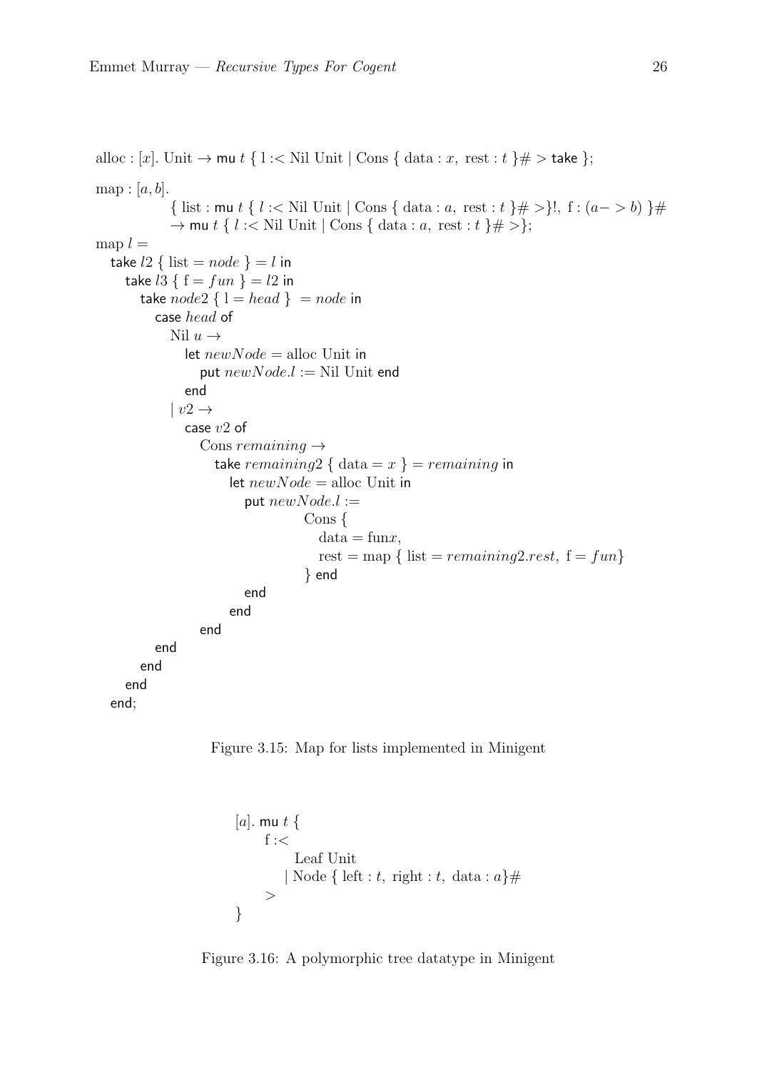```
alloc : [x]. Unit → mu t { l :< Nil Unit | Cons { data : x, rest : t }# > take };

map : [a, b].
        { list : mu t { l :< Nil Unit | Cons { data : a, rest : t }# >}!, f : (a− > b) }#
        → mu t { l :< Nil Unit | Cons { data : a, rest : t }# >};
map l =
  take l2 { list = node } = l in
    take l3 { f = fun } = l2 in
      take node2 { l = head } = node in
        case head of
          Nil u →
            let newNode = alloc Unit in
              put newNode.l := Nil Unit end
            end
          | v2 →
            case v2 of
              Cons remaining →
                take remaining2 { data = x } = remaining in
                  let newNode = alloc Unit in
                    put newNode.l :=
                          Cons {
                            data = funx,
                            rest = map { list = remaining2.rest, f = fun}
                          } end
                    end
                  end
                end
            end
          end
        end
      end;
```

Figure 3.15: Map for lists implemented in Minigent

```
[a]. mu t {
      f :<
          Leaf Unit
        | Node { left : t, right : t, data : a}#
      >
}
```

Figure 3.16: A polymorphic tree datatype in Minigent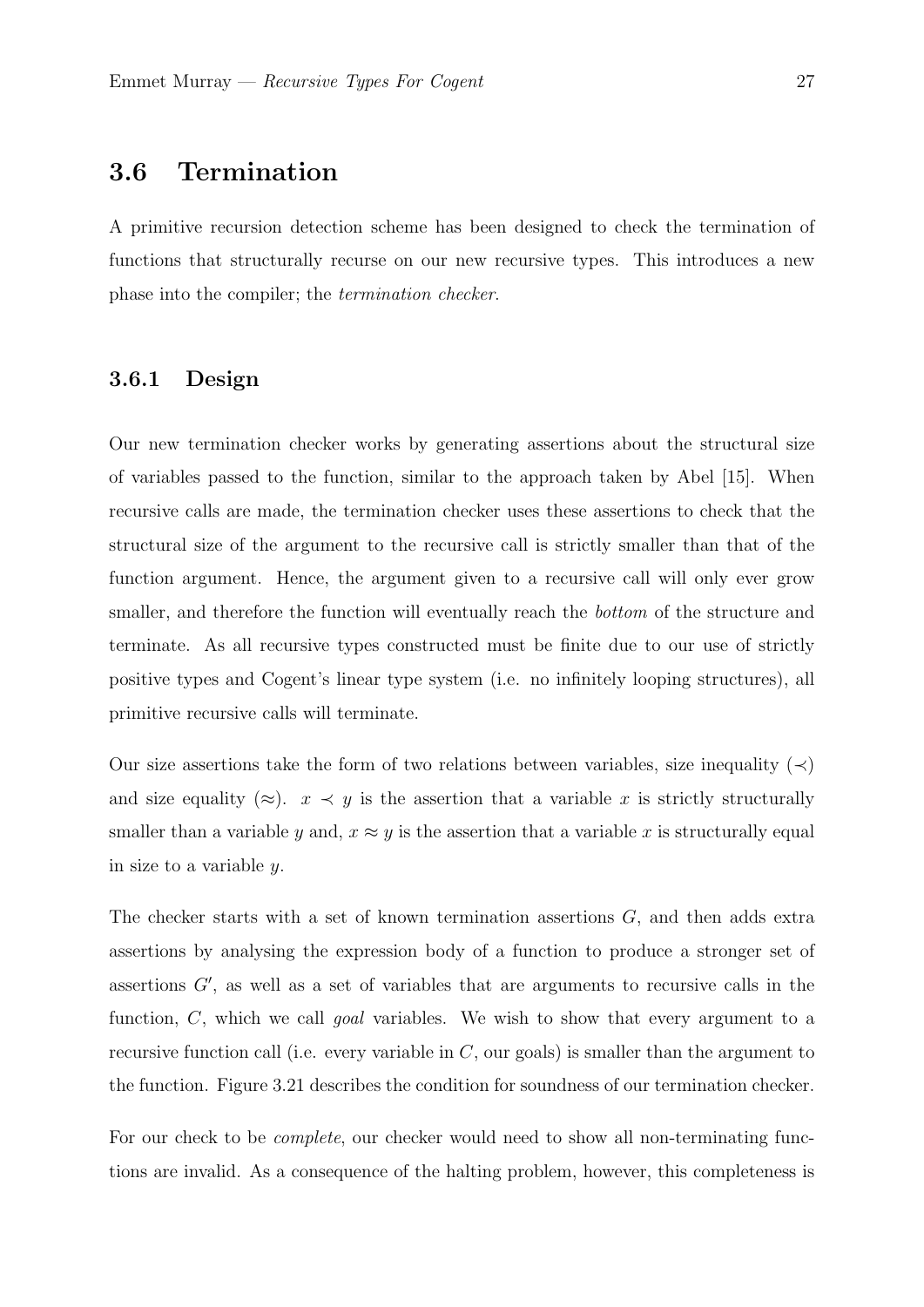## 3.6 Termination

A primitive recursion detection scheme has been designed to check the termination of functions that structurally recurse on our new recursive types. This introduces a new phase into the compiler; the *termination checker*.

### 3.6.1 Design

Our new termination checker works by generating assertions about the structural size of variables passed to the function, similar to the approach taken by Abel [15]. When recursive calls are made, the termination checker uses these assertions to check that the structural size of the argument to the recursive call is strictly smaller than that of the function argument. Hence, the argument given to a recursive call will only ever grow smaller, and therefore the function will eventually reach the *bottom* of the structure and terminate. As all recursive types constructed must be finite due to our use of strictly positive types and Cogent's linear type system (i.e. no infinitely looping structures), all primitive recursive calls will terminate.

Our size assertions take the form of two relations between variables, size inequality ($\prec$) and size equality ($\approx$). $x \prec y$ is the assertion that a variable $x$ is strictly structurally smaller than a variable $y$ and, $x \approx y$ is the assertion that a variable $x$ is structurally equal in size to a variable $y$.

The checker starts with a set of known termination assertions $G$, and then adds extra assertions by analysing the expression body of a function to produce a stronger set of assertions $G'$, as well as a set of variables that are arguments to recursive calls in the function, $C$, which we call *goal* variables. We wish to show that every argument to a recursive function call (i.e. every variable in $C$, our goals) is smaller than the argument to the function. Figure 3.21 describes the condition for soundness of our termination checker.

For our check to be *complete*, our checker would need to show all non-terminating functions are invalid. As a consequence of the halting problem, however, this completeness is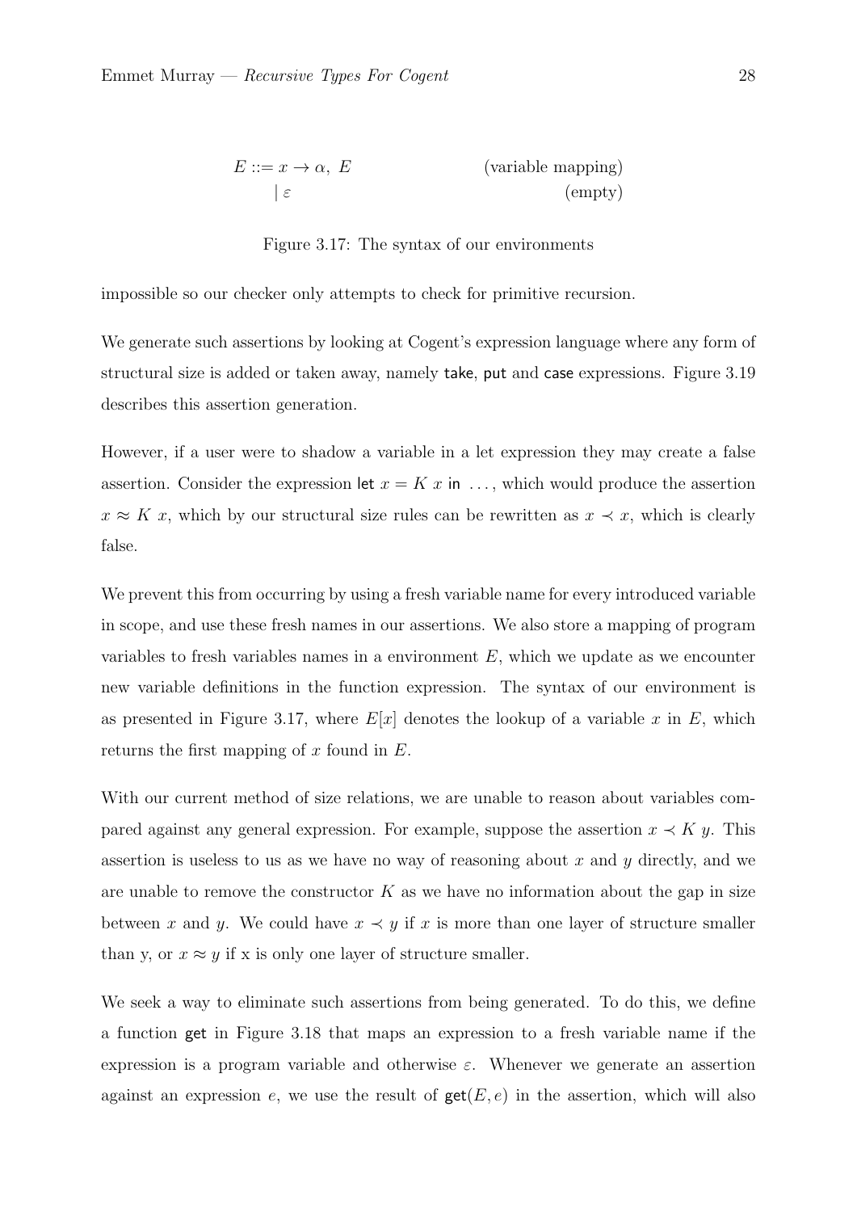$$
\begin{aligned}
E ::= \; & x \to \alpha,\ E && \text{(variable mapping)} \\
\mid \; & \varepsilon && \text{(empty)}
\end{aligned}
$$

Figure 3.17: The syntax of our environments

impossible so our checker only attempts to check for primitive recursion.

We generate such assertions by looking at Cogent's expression language where any form of structural size is added or taken away, namely take, put and case expressions. Figure 3.19 describes this assertion generation.

However, if a user were to shadow a variable in a let expression they may create a false assertion. Consider the expression let $x = K\ x$ in $\ldots$, which would produce the assertion $x \approx K\ x$, which by our structural size rules can be rewritten as $x \prec x$, which is clearly false.

We prevent this from occurring by using a fresh variable name for every introduced variable in scope, and use these fresh names in our assertions. We also store a mapping of program variables to fresh variables names in a environment $E$, which we update as we encounter new variable definitions in the function expression. The syntax of our environment is as presented in Figure 3.17, where $E[x]$ denotes the lookup of a variable $x$ in $E$, which returns the first mapping of $x$ found in $E$.

With our current method of size relations, we are unable to reason about variables compared against any general expression. For example, suppose the assertion $x \prec K\ y$. This assertion is useless to us as we have no way of reasoning about $x$ and $y$ directly, and we are unable to remove the constructor $K$ as we have no information about the gap in size between $x$ and $y$. We could have $x \prec y$ if $x$ is more than one layer of structure smaller than y, or $x \approx y$ if x is only one layer of structure smaller.

We seek a way to eliminate such assertions from being generated. To do this, we define a function get in Figure 3.18 that maps an expression to a fresh variable name if the expression is a program variable and otherwise $\varepsilon$. Whenever we generate an assertion against an expression $e$, we use the result of $\mathsf{get}(E, e)$ in the assertion, which will also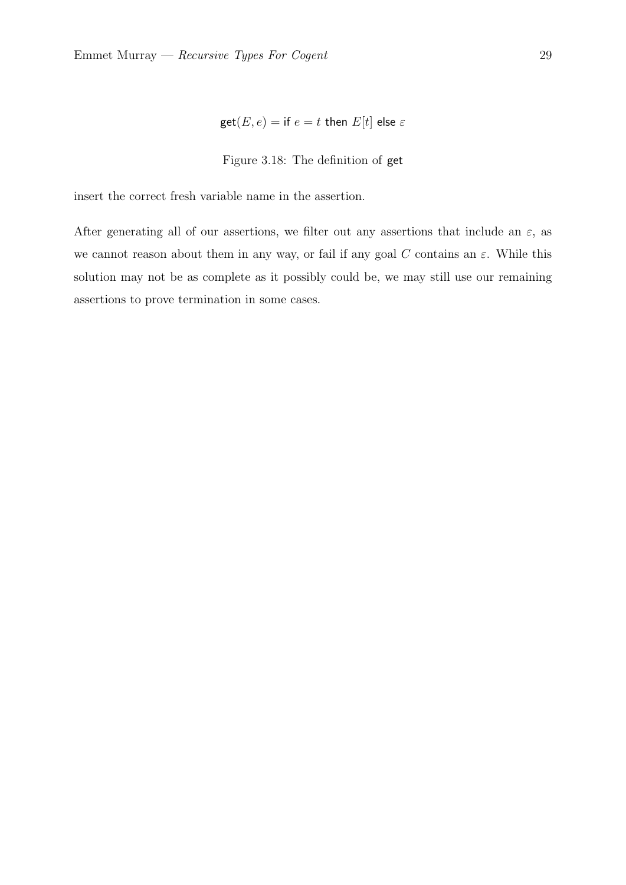$$\mathsf{get}(E, e) = \mathsf{if}\ e = t\ \mathsf{then}\ E[t]\ \mathsf{else}\ \varepsilon$$

Figure 3.18: The definition of get

insert the correct fresh variable name in the assertion.

After generating all of our assertions, we filter out any assertions that include an $\varepsilon$, as we cannot reason about them in any way, or fail if any goal $C$ contains an $\varepsilon$. While this solution may not be as complete as it possibly could be, we may still use our remaining assertions to prove termination in some cases.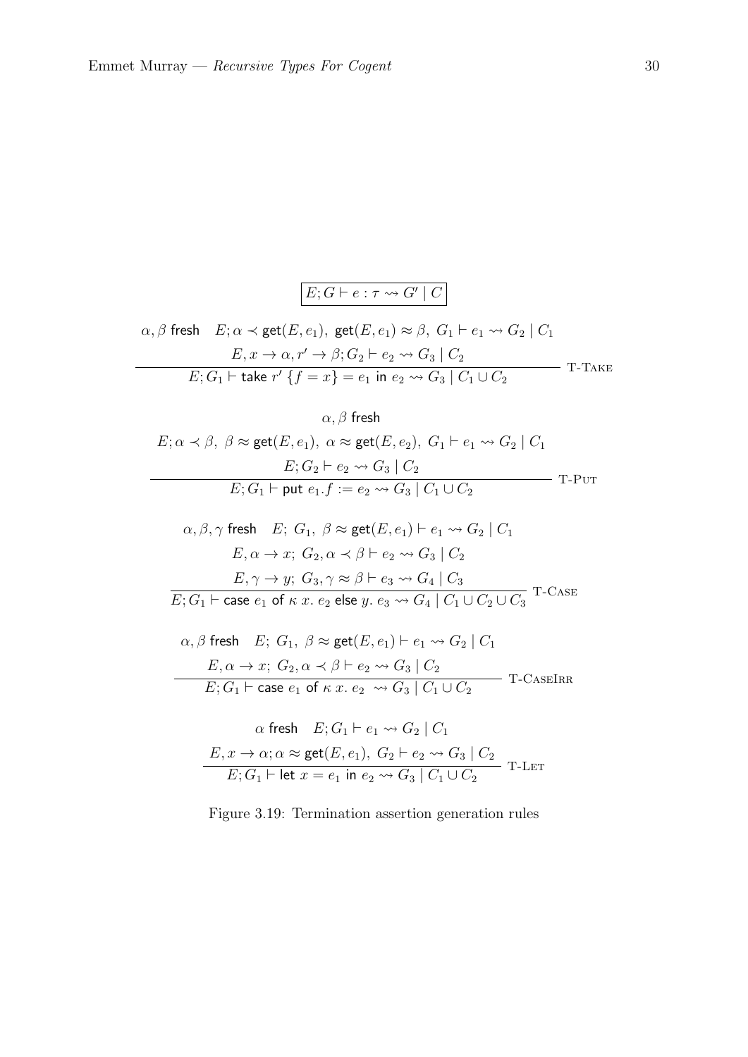$$\boxed{E; G \vdash e : \tau \rightsquigarrow G' \mid C}$$

$$\frac{\alpha, \beta \text{ fresh} \quad E; \alpha \prec \mathsf{get}(E, e_1),\ \mathsf{get}(E, e_1) \approx \beta,\ G_1 \vdash e_1 \rightsquigarrow G_2 \mid C_1 \quad E, x \to \alpha, r' \to \beta; G_2 \vdash e_2 \rightsquigarrow G_3 \mid C_2}{E; G_1 \vdash \mathsf{take}\ r'\ \{f = x\} = e_1 \ \mathsf{in}\ e_2 \rightsquigarrow G_3 \mid C_1 \cup C_2} \ \text{T-Take}$$

$$\frac{\alpha, \beta \text{ fresh} \quad E; \alpha \prec \beta,\ \beta \approx \mathsf{get}(E, e_1),\ \alpha \approx \mathsf{get}(E, e_2),\ G_1 \vdash e_1 \rightsquigarrow G_2 \mid C_1 \quad E; G_2 \vdash e_2 \rightsquigarrow G_3 \mid C_2}{E; G_1 \vdash \mathsf{put}\ e_1.f := e_2 \rightsquigarrow G_3 \mid C_1 \cup C_2} \ \text{T-Put}$$

$$\frac{\alpha, \beta, \gamma \text{ fresh} \quad E;\ G_1,\ \beta \approx \mathsf{get}(E, e_1) \vdash e_1 \rightsquigarrow G_2 \mid C_1 \quad E, \alpha \to x;\ G_2, \alpha \prec \beta \vdash e_2 \rightsquigarrow G_3 \mid C_2 \quad E, \gamma \to y;\ G_3, \gamma \approx \beta \vdash e_3 \rightsquigarrow G_4 \mid C_3}{E; G_1 \vdash \mathsf{case}\ e_1\ \mathsf{of}\ \kappa\ x.\ e_2\ \mathsf{else}\ y.\ e_3 \rightsquigarrow G_4 \mid C_1 \cup C_2 \cup C_3} \ \text{T-Case}$$

$$\frac{\alpha, \beta \text{ fresh} \quad E;\ G_1,\ \beta \approx \mathsf{get}(E, e_1) \vdash e_1 \rightsquigarrow G_2 \mid C_1 \quad E, \alpha \to x;\ G_2, \alpha \prec \beta \vdash e_2 \rightsquigarrow G_3 \mid C_2}{E; G_1 \vdash \mathsf{case}\ e_1\ \mathsf{of}\ \kappa\ x.\ e_2 \ \rightsquigarrow G_3 \mid C_1 \cup C_2} \ \text{T-CaseIrr}$$

$$\frac{\alpha \text{ fresh} \quad E; G_1 \vdash e_1 \rightsquigarrow G_2 \mid C_1 \quad E, x \to \alpha; \alpha \approx \mathsf{get}(E, e_1),\ G_2 \vdash e_2 \rightsquigarrow G_3 \mid C_2}{E; G_1 \vdash \mathsf{let}\ x = e_1\ \mathsf{in}\ e_2 \rightsquigarrow G_3 \mid C_1 \cup C_2} \ \text{T-Let}$$

Figure 3.19: Termination assertion generation rules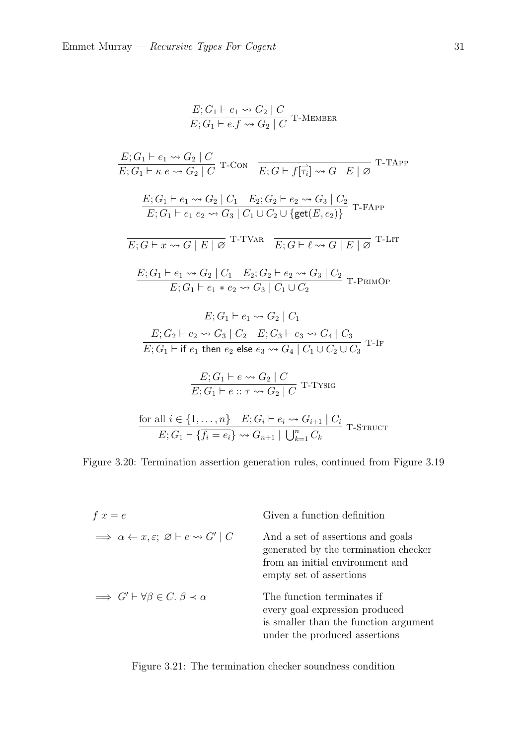$$\frac{E; G_1 \vdash e_1 \rightsquigarrow G_2 \mid C}{E; G_1 \vdash e.f \rightsquigarrow G_2 \mid C} \text{ T-MEMBER}$$

$$\frac{E; G_1 \vdash e_1 \rightsquigarrow G_2 \mid C}{E; G_1 \vdash \kappa\ e \rightsquigarrow G_2 \mid C} \text{ T-CON} \quad \frac{}{E; G \vdash f[\overrightarrow{\tau_i}] \rightsquigarrow G \mid E \mid \varnothing} \text{ T-TAPP}$$

$$\frac{E; G_1 \vdash e_1 \rightsquigarrow G_2 \mid C_1 \quad E_2; G_2 \vdash e_2 \rightsquigarrow G_3 \mid C_2}{E; G_1 \vdash e_1\ e_2 \rightsquigarrow G_3 \mid C_1 \cup C_2 \cup \{\mathsf{get}(E, e_2)\}} \text{ T-FAPP}$$

$$\frac{}{E; G \vdash x \rightsquigarrow G \mid E \mid \varnothing} \text{ T-TVAR} \quad \frac{}{E; G \vdash \ell \rightsquigarrow G \mid E \mid \varnothing} \text{ T-LIT}$$

$$\frac{E; G_1 \vdash e_1 \rightsquigarrow G_2 \mid C_1 \quad E_2; G_2 \vdash e_2 \rightsquigarrow G_3 \mid C_2}{E; G_1 \vdash e_1 * e_2 \rightsquigarrow G_3 \mid C_1 \cup C_2} \text{ T-PRIMOP}$$

$$\frac{E; G_1 \vdash e_1 \rightsquigarrow G_2 \mid C_1 \quad E; G_2 \vdash e_2 \rightsquigarrow G_3 \mid C_2 \quad E; G_3 \vdash e_3 \rightsquigarrow G_4 \mid C_3}{E; G_1 \vdash \mathsf{if}\ e_1\ \mathsf{then}\ e_2\ \mathsf{else}\ e_3 \rightsquigarrow G_4 \mid C_1 \cup C_2 \cup C_3} \text{ T-IF}$$

$$\frac{E; G_1 \vdash e \rightsquigarrow G_2 \mid C}{E; G_1 \vdash e :: \tau \rightsquigarrow G_2 \mid C} \text{ T-TYSIG}$$

$$\frac{\text{for all } i \in \{1, \ldots, n\} \quad E; G_i \vdash e_i \rightsquigarrow G_{i+1} \mid C_i}{E; G_1 \vdash \{\overline{f_i = e_i}\} \rightsquigarrow G_{n+1} \mid \bigcup_{k=1}^{n} C_k} \text{ T-STRUCT}$$

Figure 3.20: Termination assertion generation rules, continued from Figure 3.19

| | |
|---|---|
| $f\ x = e$ | Given a function definition |
| $\implies \alpha \leftarrow x, \varepsilon;\ \varnothing \vdash e \rightsquigarrow G' \mid C$ | And a set of assertions and goals generated by the termination checker from an initial environment and empty set of assertions |
| $\implies G' \vdash \forall \beta \in C.\ \beta \prec \alpha$ | The function terminates if every goal expression produced is smaller than the function argument under the produced assertions |

Figure 3.21: The termination checker soundness condition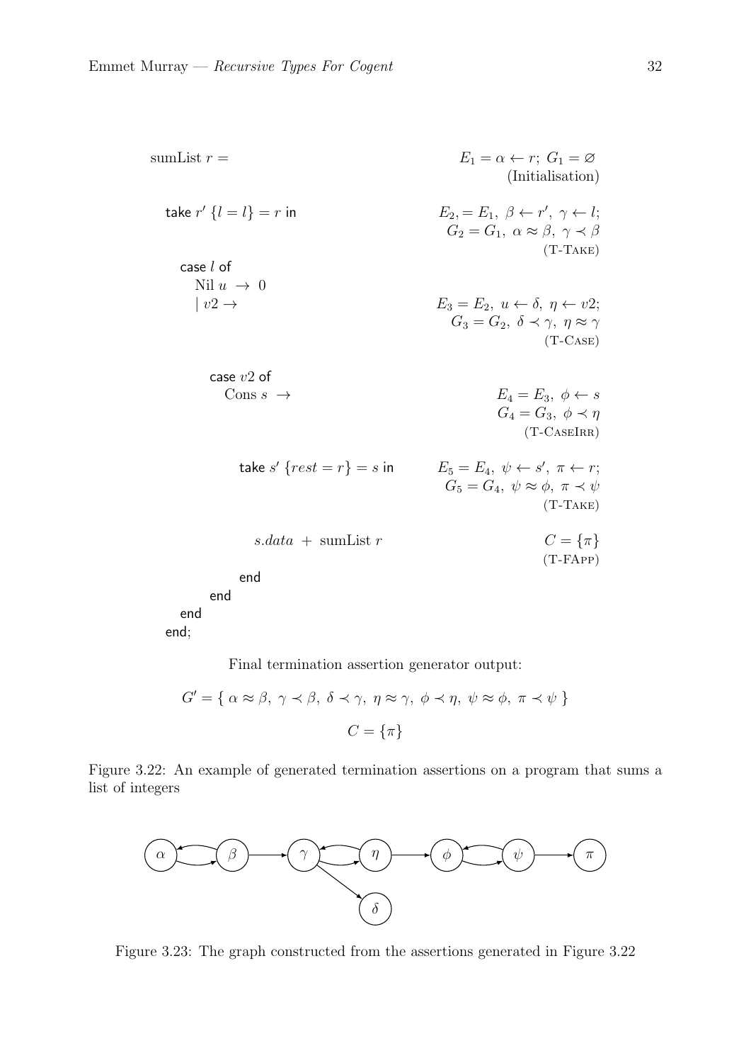| Program | Assertions |
| --- | --- |
| sumList $r$ = | $E_1 = \alpha \leftarrow r;\ G_1 = \varnothing$ (Initialisation) |
| take $r'$ $\{l = l\} = r$ in | $E_2, = E_1,\ \beta \leftarrow r',\ \gamma \leftarrow l;$ $G_2 = G_1,\ \alpha \approx \beta,\ \gamma \prec \beta$ (T-Take) |
| case $l$ of | |
| Nil $u \rightarrow 0$ | |
| $\mid v2 \rightarrow$ | $E_3 = E_2,\ u \leftarrow \delta,\ \eta \leftarrow v2;$ $G_3 = G_2,\ \delta \prec \gamma,\ \eta \approx \gamma$ (T-Case) |
| case $v2$ of | |
| Cons $s \rightarrow$ | $E_4 = E_3,\ \phi \leftarrow s$ $G_4 = G_3,\ \phi \prec \eta$ (T-CaseIrr) |
| take $s'$ $\{rest = r\} = s$ in | $E_5 = E_4,\ \psi \leftarrow s',\ \pi \leftarrow r;$ $G_5 = G_4,\ \psi \approx \phi,\ \pi \prec \psi$ (T-Take) |
| $s.data\ +\ \text{sumList}\ r$ | $C = \{\pi\}$ (T-FApp) |
| end | |
| end | |
| end | |
| end; | |

Final termination assertion generator output:

$$G' = \{\ \alpha \approx \beta,\ \gamma \prec \beta,\ \delta \prec \gamma,\ \eta \approx \gamma,\ \phi \prec \eta,\ \psi \approx \phi,\ \pi \prec \psi\ \}$$

$$C = \{\pi\}$$

Figure 3.22: An example of generated termination assertions on a program that sums a list of integers

Figure 3.23: The graph constructed from the assertions generated in Figure 3.22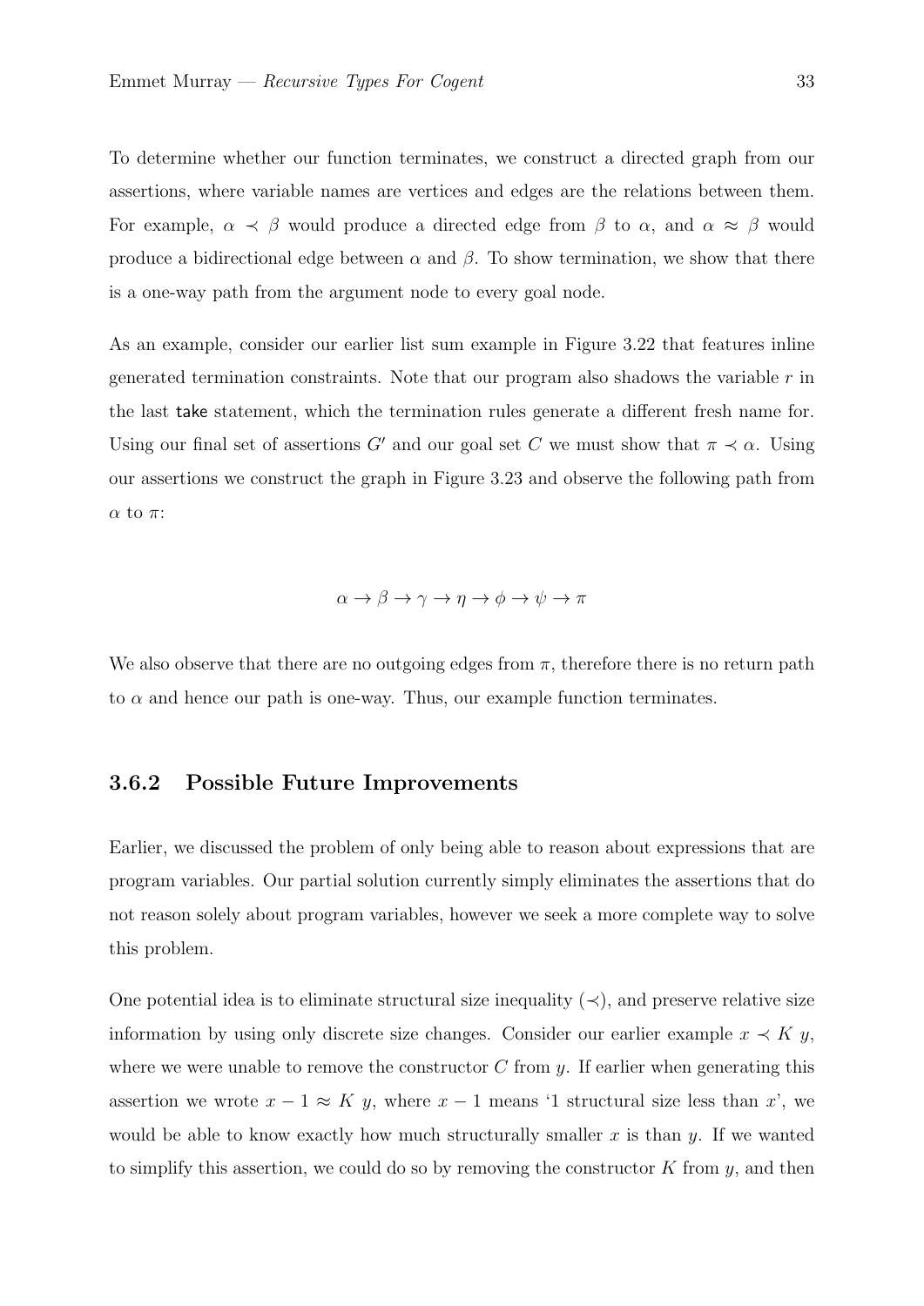To determine whether our function terminates, we construct a directed graph from our assertions, where variable names are vertices and edges are the relations between them. For example, $\alpha \prec \beta$ would produce a directed edge from $\beta$ to $\alpha$, and $\alpha \approx \beta$ would produce a bidirectional edge between $\alpha$ and $\beta$. To show termination, we show that there is a one-way path from the argument node to every goal node.

As an example, consider our earlier list sum example in Figure 3.22 that features inline generated termination constraints. Note that our program also shadows the variable $r$ in the last take statement, which the termination rules generate a different fresh name for. Using our final set of assertions $G'$ and our goal set $C$ we must show that $\pi \prec \alpha$. Using our assertions we construct the graph in Figure 3.23 and observe the following path from $\alpha$ to $\pi$:

$$\alpha \rightarrow \beta \rightarrow \gamma \rightarrow \eta \rightarrow \phi \rightarrow \psi \rightarrow \pi$$

We also observe that there are no outgoing edges from $\pi$, therefore there is no return path to $\alpha$ and hence our path is one-way. Thus, our example function terminates.

### 3.6.2 Possible Future Improvements

Earlier, we discussed the problem of only being able to reason about expressions that are program variables. Our partial solution currently simply eliminates the assertions that do not reason solely about program variables, however we seek a more complete way to solve this problem.

One potential idea is to eliminate structural size inequality ($\prec$), and preserve relative size information by using only discrete size changes. Consider our earlier example $x \prec K\ y$, where we were unable to remove the constructor $C$ from $y$. If earlier when generating this assertion we wrote $x - 1 \approx K\ y$, where $x - 1$ means '1 structural size less than $x$', we would be able to know exactly how much structurally smaller $x$ is than $y$. If we wanted to simplify this assertion, we could do so by removing the constructor $K$ from $y$, and then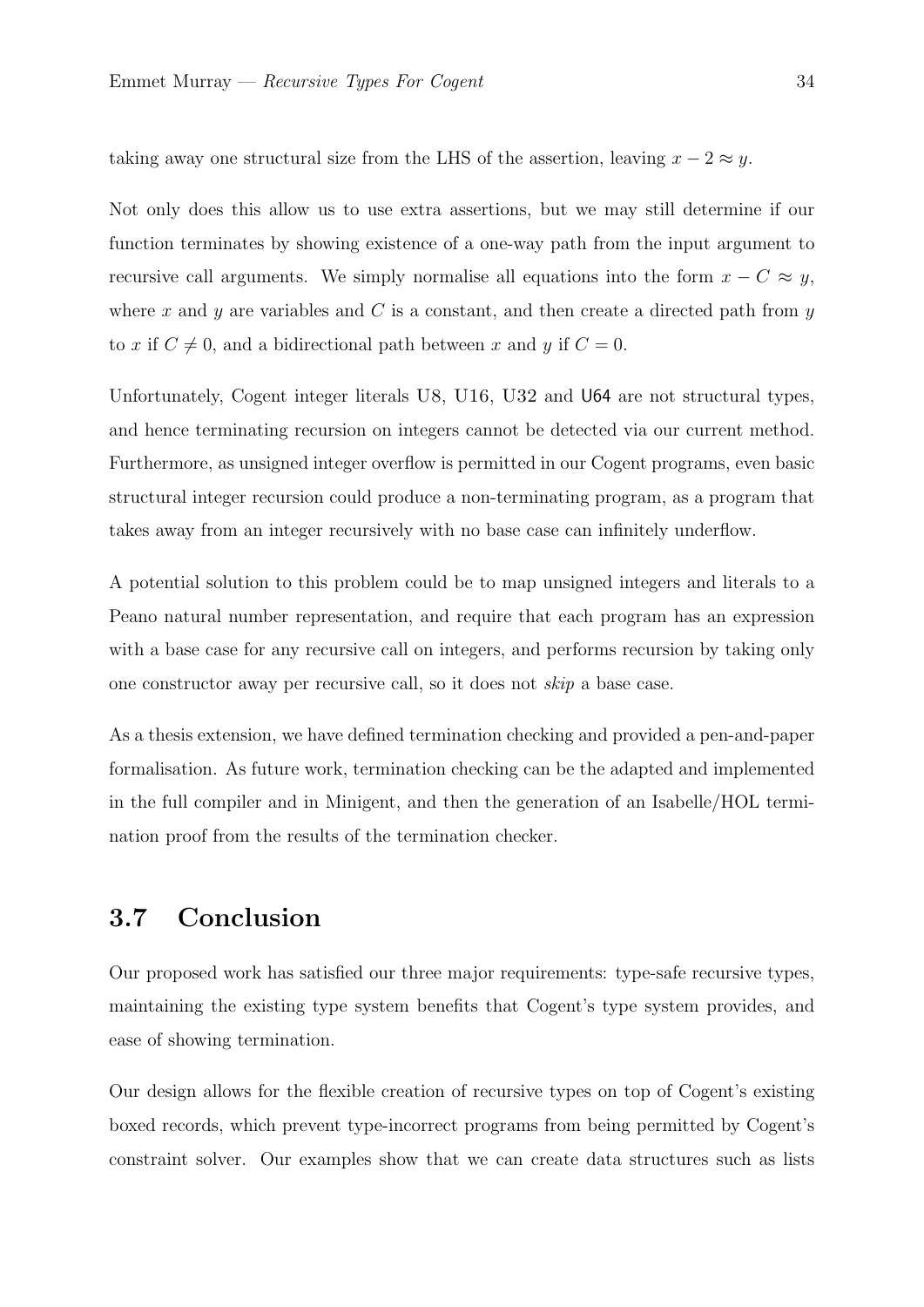taking away one structural size from the LHS of the assertion, leaving $x - 2 \approx y$.

Not only does this allow us to use extra assertions, but we may still determine if our function terminates by showing existence of a one-way path from the input argument to recursive call arguments. We simply normalise all equations into the form $x - C \approx y$, where $x$ and $y$ are variables and $C$ is a constant, and then create a directed path from $y$ to $x$ if $C \neq 0$, and a bidirectional path between $x$ and $y$ if $C = 0$.

Unfortunately, Cogent integer literals U8, U16, U32 and U64 are not structural types, and hence terminating recursion on integers cannot be detected via our current method. Furthermore, as unsigned integer overflow is permitted in our Cogent programs, even basic structural integer recursion could produce a non-terminating program, as a program that takes away from an integer recursively with no base case can infinitely underflow.

A potential solution to this problem could be to map unsigned integers and literals to a Peano natural number representation, and require that each program has an expression with a base case for any recursive call on integers, and performs recursion by taking only one constructor away per recursive call, so it does not *skip* a base case.

As a thesis extension, we have defined termination checking and provided a pen-and-paper formalisation. As future work, termination checking can be the adapted and implemented in the full compiler and in Minigent, and then the generation of an Isabelle/HOL termination proof from the results of the termination checker.

## 3.7 Conclusion

Our proposed work has satisfied our three major requirements: type-safe recursive types, maintaining the existing type system benefits that Cogent's type system provides, and ease of showing termination.

Our design allows for the flexible creation of recursive types on top of Cogent's existing boxed records, which prevent type-incorrect programs from being permitted by Cogent's constraint solver. Our examples show that we can create data structures such as lists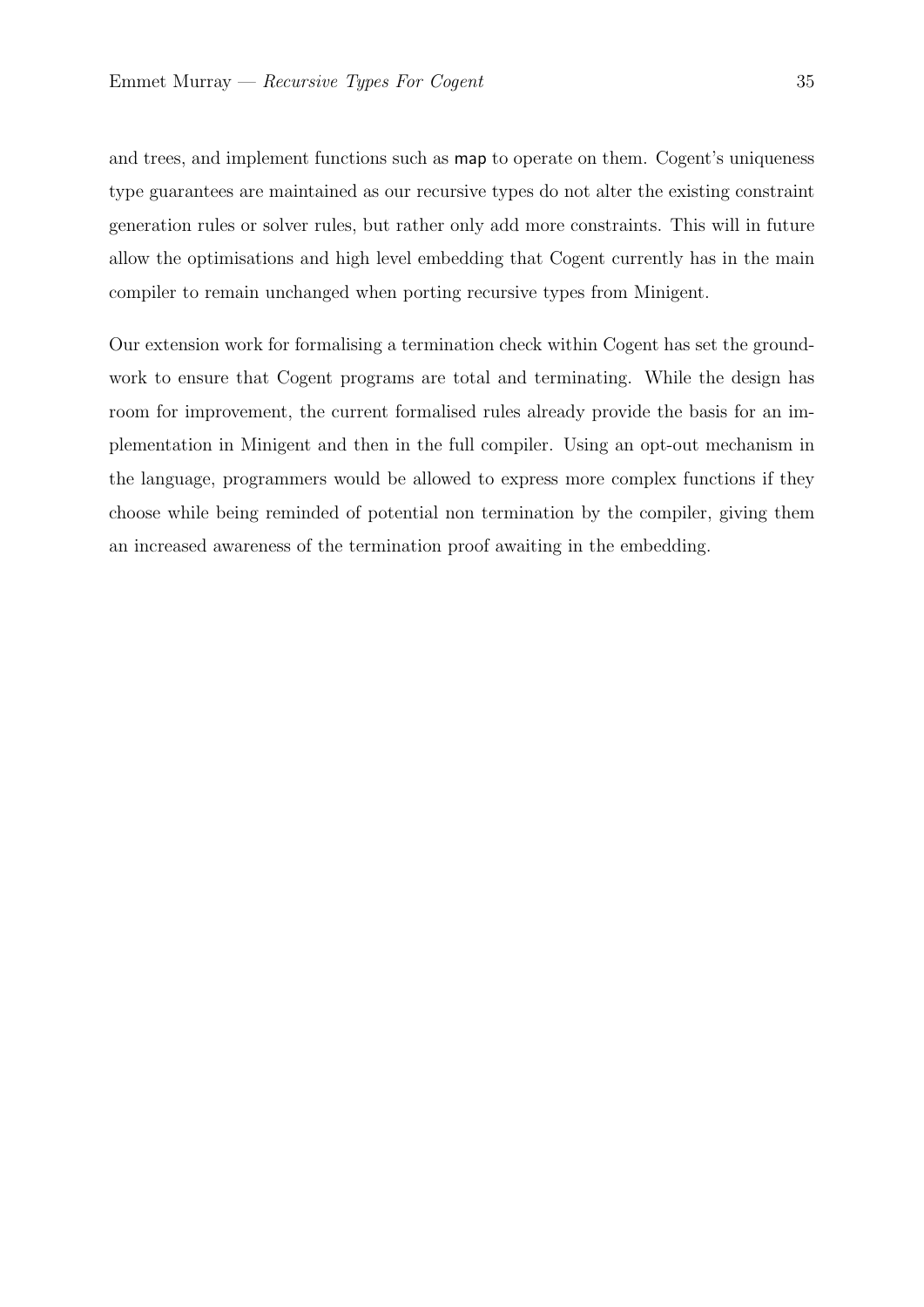and trees, and implement functions such as `map` to operate on them. Cogent's uniqueness type guarantees are maintained as our recursive types do not alter the existing constraint generation rules or solver rules, but rather only add more constraints. This will in future allow the optimisations and high level embedding that Cogent currently has in the main compiler to remain unchanged when porting recursive types from Minigent.

Our extension work for formalising a termination check within Cogent has set the groundwork to ensure that Cogent programs are total and terminating. While the design has room for improvement, the current formalised rules already provide the basis for an implementation in Minigent and then in the full compiler. Using an opt-out mechanism in the language, programmers would be allowed to express more complex functions if they choose while being reminded of potential non termination by the compiler, giving them an increased awareness of the termination proof awaiting in the embedding.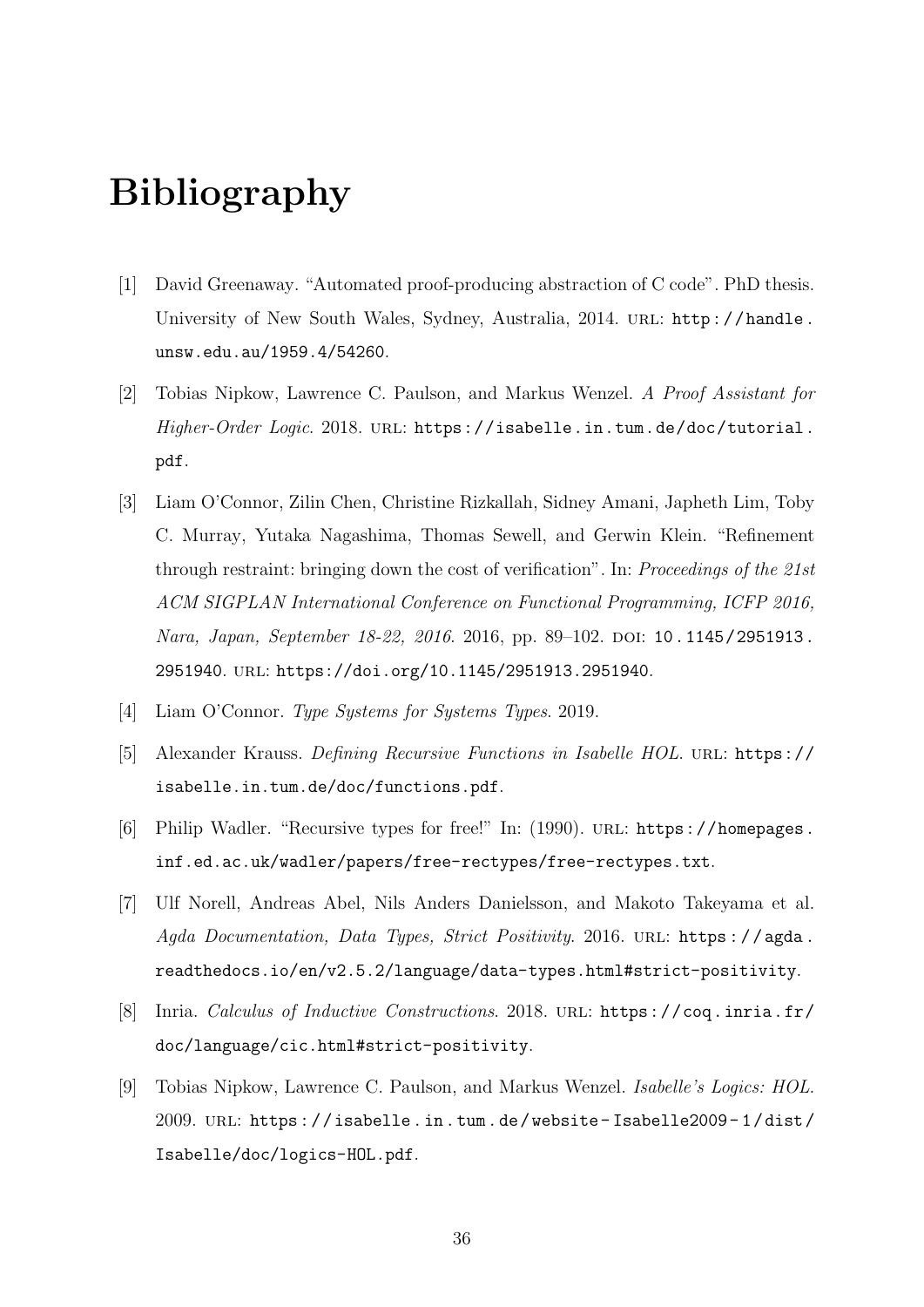# Bibliography

[1] David Greenaway. "Automated proof-producing abstraction of C code". PhD thesis. University of New South Wales, Sydney, Australia, 2014. URL: http://handle.unsw.edu.au/1959.4/54260.

[2] Tobias Nipkow, Lawrence C. Paulson, and Markus Wenzel. *A Proof Assistant for Higher-Order Logic*. 2018. URL: https://isabelle.in.tum.de/doc/tutorial.pdf.

[3] Liam O'Connor, Zilin Chen, Christine Rizkallah, Sidney Amani, Japheth Lim, Toby C. Murray, Yutaka Nagashima, Thomas Sewell, and Gerwin Klein. "Refinement through restraint: bringing down the cost of verification". In: *Proceedings of the 21st ACM SIGPLAN International Conference on Functional Programming, ICFP 2016, Nara, Japan, September 18-22, 2016*. 2016, pp. 89–102. DOI: 10.1145/2951913.2951940. URL: https://doi.org/10.1145/2951913.2951940.

[4] Liam O'Connor. *Type Systems for Systems Types*. 2019.

[5] Alexander Krauss. *Defining Recursive Functions in Isabelle HOL*. URL: https://isabelle.in.tum.de/doc/functions.pdf.

[6] Philip Wadler. "Recursive types for free!" In: (1990). URL: https://homepages.inf.ed.ac.uk/wadler/papers/free-rectypes/free-rectypes.txt.

[7] Ulf Norell, Andreas Abel, Nils Anders Danielsson, and Makoto Takeyama et al. *Agda Documentation, Data Types, Strict Positivity*. 2016. URL: https://agda.readthedocs.io/en/v2.5.2/language/data-types.html#strict-positivity.

[8] Inria. *Calculus of Inductive Constructions*. 2018. URL: https://coq.inria.fr/doc/language/cic.html#strict-positivity.

[9] Tobias Nipkow, Lawrence C. Paulson, and Markus Wenzel. *Isabelle's Logics: HOL*. 2009. URL: https://isabelle.in.tum.de/website-Isabelle2009-1/dist/Isabelle/doc/logics-HOL.pdf.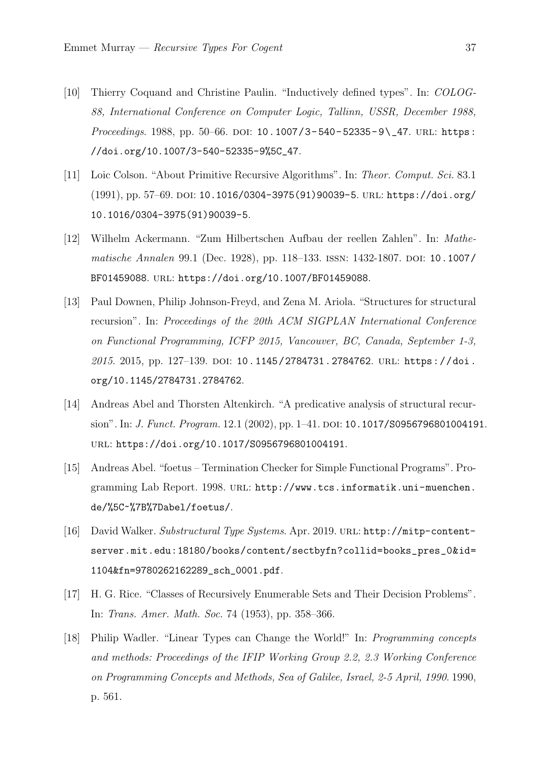[10] Thierry Coquand and Christine Paulin. "Inductively defined types". In: *COLOG-88, International Conference on Computer Logic, Tallinn, USSR, December 1988, Proceedings*. 1988, pp. 50–66. DOI: 10.1007/3-540-52335-9\_47. URL: https://doi.org/10.1007/3-540-52335-9%5C_47.

[11] Loic Colson. "About Primitive Recursive Algorithms". In: *Theor. Comput. Sci.* 83.1 (1991), pp. 57–69. DOI: 10.1016/0304-3975(91)90039-5. URL: https://doi.org/10.1016/0304-3975(91)90039-5.

[12] Wilhelm Ackermann. "Zum Hilbertschen Aufbau der reellen Zahlen". In: *Mathematische Annalen* 99.1 (Dec. 1928), pp. 118–133. ISSN: 1432-1807. DOI: 10.1007/BF01459088. URL: https://doi.org/10.1007/BF01459088.

[13] Paul Downen, Philip Johnson-Freyd, and Zena M. Ariola. "Structures for structural recursion". In: *Proceedings of the 20th ACM SIGPLAN International Conference on Functional Programming, ICFP 2015, Vancouver, BC, Canada, September 1-3, 2015*. 2015, pp. 127–139. DOI: 10.1145/2784731.2784762. URL: https://doi.org/10.1145/2784731.2784762.

[14] Andreas Abel and Thorsten Altenkirch. "A predicative analysis of structural recursion". In: *J. Funct. Program.* 12.1 (2002), pp. 1–41. DOI: 10.1017/S0956796801004191. URL: https://doi.org/10.1017/S0956796801004191.

[15] Andreas Abel. "foetus – Termination Checker for Simple Functional Programs". Programming Lab Report. 1998. URL: http://www.tcs.informatik.uni-muenchen.de/%5C~%7B%7Dabel/foetus/.

[16] David Walker. *Substructural Type Systems*. Apr. 2019. URL: http://mitp-content-server.mit.edu:18180/books/content/sectbyfn?collid=books_pres_0&id=1104&fn=9780262162289_sch_0001.pdf.

[17] H. G. Rice. "Classes of Recursively Enumerable Sets and Their Decision Problems". In: *Trans. Amer. Math. Soc.* 74 (1953), pp. 358–366.

[18] Philip Wadler. "Linear Types can Change the World!" In: *Programming concepts and methods: Proceedings of the IFIP Working Group 2.2, 2.3 Working Conference on Programming Concepts and Methods, Sea of Galilee, Israel, 2-5 April, 1990*. 1990, p. 561.